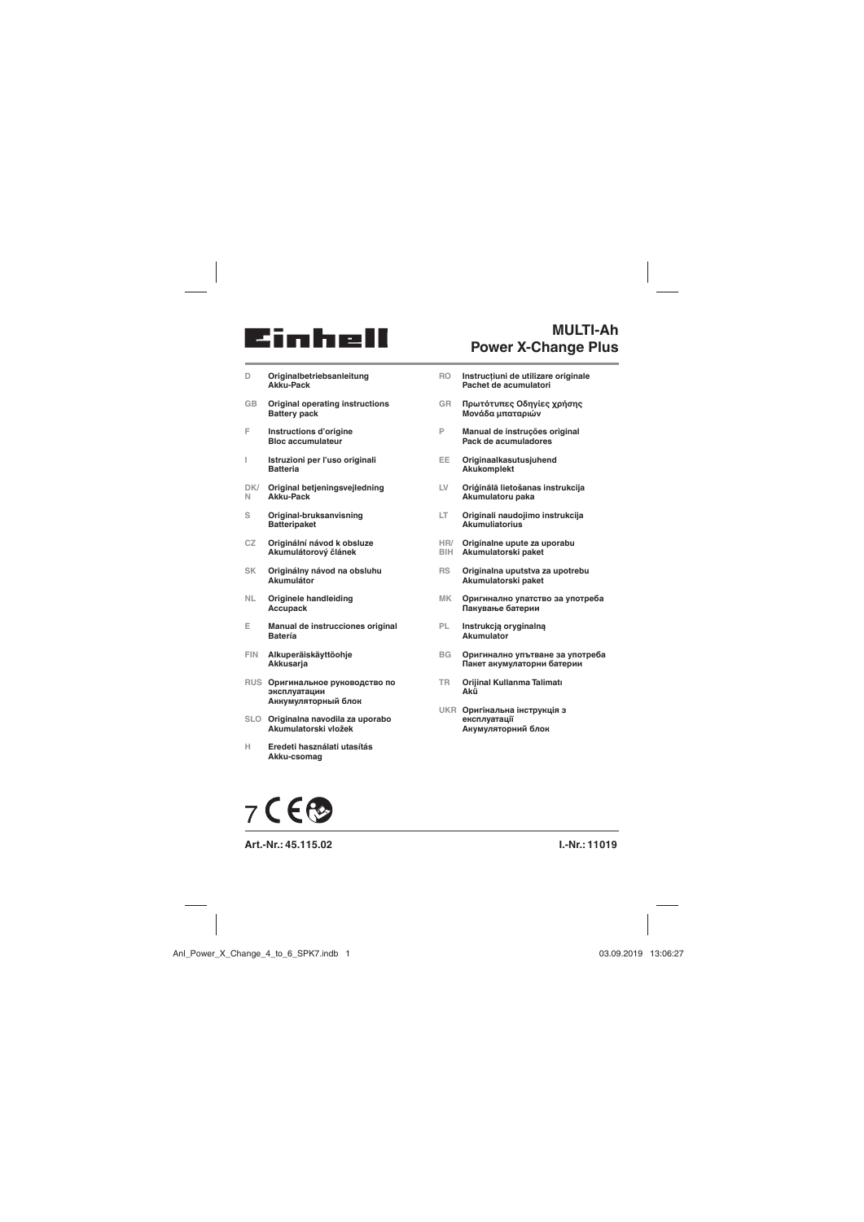# Einhell

## MULTI-Ah
## Power X-Change Plus

| | |
|---|---|
| D | **Originalbetriebsanleitung Akku-Pack** |
| GB | **Original operating instructions Battery pack** |
| F | **Instructions d'origine Bloc accumulateur** |
| I | **Istruzioni per l'uso originali Batteria** |
| DK/N | **Original betjeningsvejledning Akku-Pack** |
| S | **Original-bruksanvisning Batteripaket** |
| CZ | **Originální návod k obsluze Akumulátorový článek** |
| SK | **Originálny návod na obsluhu Akumulátor** |
| NL | **Originele handleiding Accupack** |
| E | **Manual de instrucciones original Batería** |
| FIN | **Alkuperäiskäyttöohje Akkusarja** |
| RUS | **Оригинальное руководство по эксплуатации Аккумуляторный блок** |
| SLO | **Originalna navodila za uporabo Akumulatorski vložek** |
| H | **Eredeti használati utasítás Akku-csomag** |
| RO | **Instrucțiuni de utilizare originale Pachet de acumulatori** |
| GR | **Πρωτότυπες Οδηγίες χρήσης Μονάδα μπαταριών** |
| P | **Manual de instruções original Pack de acumuladores** |
| EE | **Originaalkasutusjuhend Akukomplekt** |
| LV | **Oriģinālā lietošanas instrukcija Akumulatoru paka** |
| LT | **Originali naudojimo instrukcija Akumuliatorius** |
| HR/BIH | **Originalne upute za uporabu Akumulatorski paket** |
| RS | **Originalna uputstva za upotrebu Akumulatorski paket** |
| MK | **Оригинално упатство за употреба Пакување батерии** |
| PL | **Instrukcją oryginalną Akumulator** |
| BG | **Оригинално упътване за употреба Пакет акумулаторни батерии** |
| TR | **Orijinal Kullanma Talimatı Akü** |
| UKR | **Оригінальна інструкція з експлуатації Акумуляторний блок** |

7 CE

**Art.-Nr.: 45.115.02** **I.-Nr.: 11019**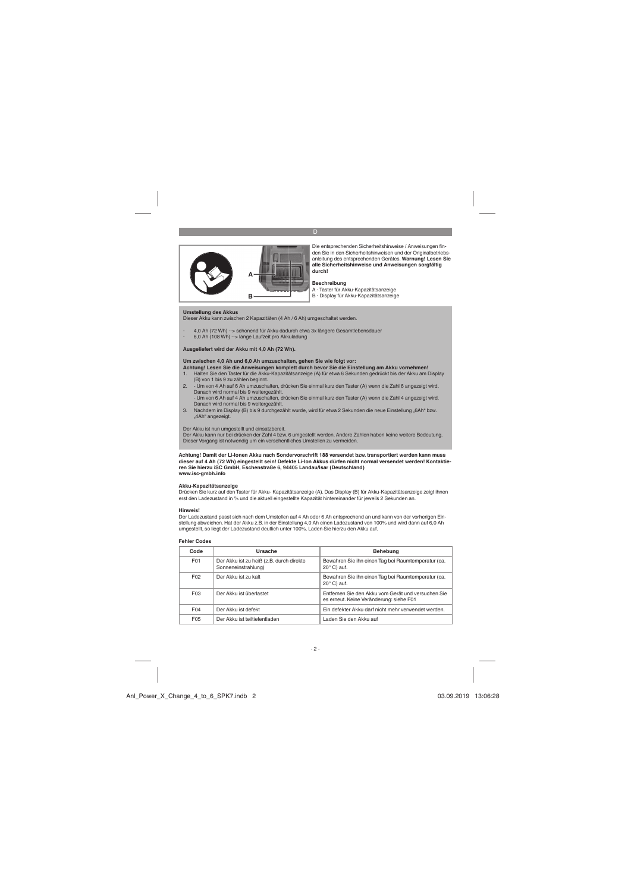Die entsprechenden Sicherheitshinweise / Anweisungen finden Sie in den Sicherheitshinweisen und der Originalbetriebsanleitung des entsprechenden Gerätes. **Warnung! Lesen Sie alle Sicherheitshinweise und Anweisungen sorgfältig durch!**

**Beschreibung**

A - Taster für Akku-Kapazitätsanzeige
B - Display für Akku-Kapazitätsanzeige

**Umstellung des Akkus**

Dieser Akku kann zwischen 2 Kapazitäten (4 Ah / 6 Ah) umgeschaltet werden.

- 4,0 Ah (72 Wh) --> schonend für Akku dadurch etwa 3x längere Gesamtlebensdauer
- 6,0 Ah (108 Wh) --> lange Laufzeit pro Akkuladung

**Ausgeliefert wird der Akku mit 4,0 Ah (72 Wh).**

**Um zwischen 4,0 Ah und 6,0 Ah umzuschalten, gehen Sie wie folgt vor:**

**Achtung! Lesen Sie die Anweisungen komplett durch bevor Sie die Einstellung am Akku vornehmen!**

1. Halten Sie den Taster für die Akku-Kapazitätsanzeige (A) für etwa 6 Sekunden gedrückt bis der Akku am Display (B) von 1 bis 9 zu zählen beginnt.
2. - Um von 4 Ah auf 6 Ah umzuschalten, drücken Sie einmal kurz den Taster (A) wenn die Zahl 6 angezeigt wird. Danach wird normal bis 9 weitergezählt.
   - Um von 6 Ah auf 4 Ah umzuschalten, drücken Sie einmal kurz den Taster (A) wenn die Zahl 4 angezeigt wird. Danach wird normal bis 9 weitergezählt.
3. Nachdem im Display (B) bis 9 durchgezählt wurde, wird für etwa 2 Sekunden die neue Einstellung „6Ah" bzw. „4Ah" angezeigt.

Der Akku ist nun umgestellt und einsatzbereit.
Der Akku kann nur bei drücken der Zahl 4 bzw. 6 umgestellt werden. Andere Zahlen haben keine weitere Bedeutung. Dieser Vorgang ist notwendig um ein versehentliches Umstellen zu vermeiden.

**Achtung! Damit der Li-Ionen Akku nach Sondervorschrift 188 versendet bzw. transportiert werden kann muss dieser auf 4 Ah (72 Wh) eingestellt sein! Defekte Li-Ion Akkus dürfen nicht normal versendet werden! Kontaktieren Sie hierzu iSC GmbH, Eschenstraße 6, 94405 Landau/Isar (Deutschland) www.isc-gmbh.info**

**Akku-Kapazitätsanzeige**

Drücken Sie kurz auf den Taster für Akku- Kapazitätsanzeige (A). Das Display (B) für Akku-Kapazitätsanzeige zeigt ihnen erst den Ladezustand in % und die aktuell eingestellte Kapazität hintereinander für jeweils 2 Sekunden an.

**Hinweis!**

Der Ladezustand passt sich nach dem Umstellen auf 4 Ah oder 6 Ah entsprechend an und kann von der vorherigen Einstellung abweichen. Hat der Akku z.B. in der Einstellung 4,0 Ah einen Ladezustand von 100% und wird dann auf 6,0 Ah umgestellt, so liegt der Ladezustand deutlich unter 100%. Laden Sie hierzu den Akku auf.

**Fehler Codes**

| Code | Ursache | Behebung |
|---|---|---|
| F01 | Der Akku ist zu heiß (z.B. durch direkte Sonneneinstrahlung) | Bewahren Sie ihn einen Tag bei Raumtemperatur (ca. 20° C) auf. |
| F02 | Der Akku ist zu kalt | Bewahren Sie ihn einen Tag bei Raumtemperatur (ca. 20° C) auf. |
| F03 | Der Akku ist überlastet | Entfernen Sie den Akku vom Gerät und versuchen Sie es erneut. Keine Veränderung: siehe F01 |
| F04 | Der Akku ist defekt | Ein defekter Akku darf nicht mehr verwendet werden. |
| F05 | Der Akku ist teiltiefentladen | Laden Sie den Akku auf |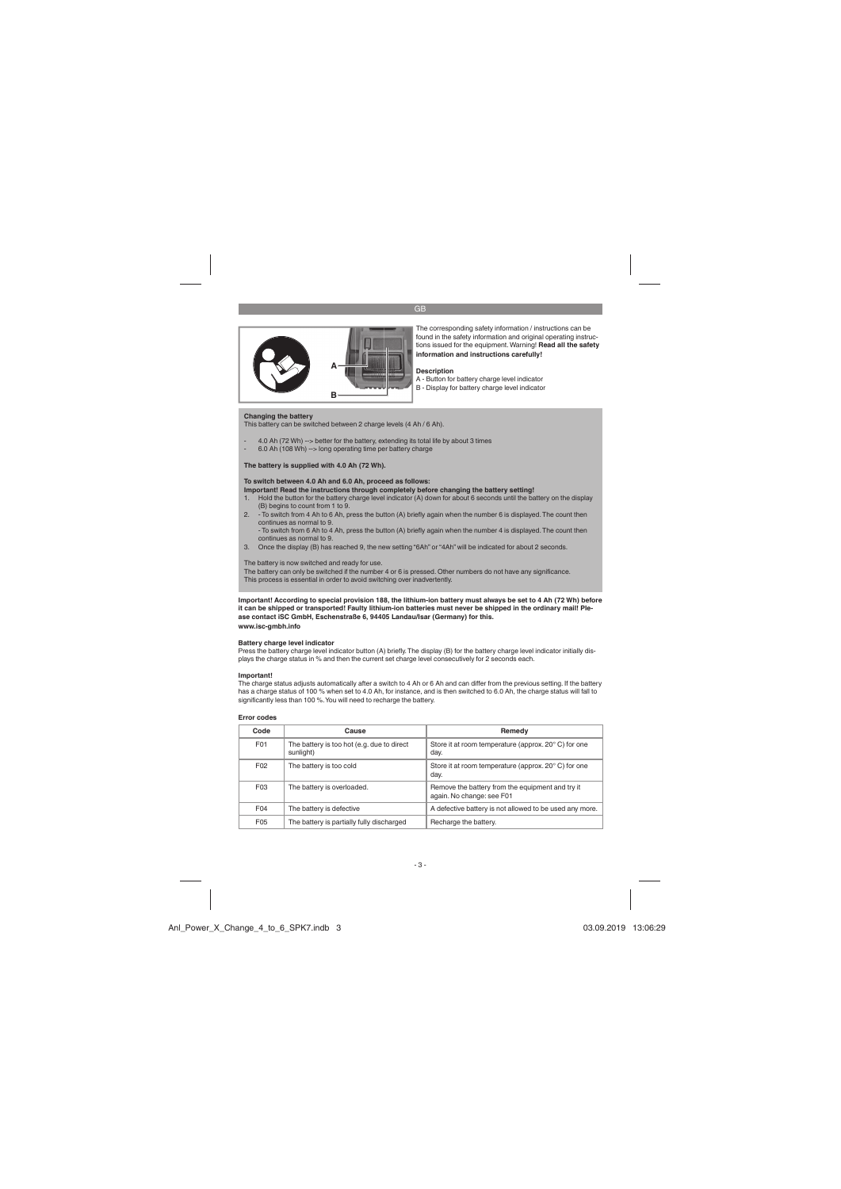The corresponding safety information / instructions can be found in the safety information and original operating instructions issued for the equipment. Warning! **Read all the safety information and instructions carefully!**

**Description**

A - Button for battery charge level indicator
B - Display for battery charge level indicator

**Changing the battery**

This battery can be switched between 2 charge levels (4 Ah / 6 Ah).

- 4.0 Ah (72 Wh) --> better for the battery, extending its total life by about 3 times
- 6.0 Ah (108 Wh) --> long operating time per battery charge

**The battery is supplied with 4.0 Ah (72 Wh).**

**To switch between 4.0 Ah and 6.0 Ah, proceed as follows:**
**Important! Read the instructions through completely before changing the battery setting!**

1. Hold the button for the battery charge level indicator (A) down for about 6 seconds until the battery on the display (B) begins to count from 1 to 9.
2. - To switch from 4 Ah to 6 Ah, press the button (A) briefly again when the number 6 is displayed. The count then continues as normal to 9.
   - To switch from 6 Ah to 4 Ah, press the button (A) briefly again when the number 4 is displayed. The count then continues as normal to 9.
3. Once the display (B) has reached 9, the new setting "6Ah" or "4Ah" will be indicated for about 2 seconds.

The battery is now switched and ready for use.
The battery can only be switched if the number 4 or 6 is pressed. Other numbers do not have any significance.
This process is essential in order to avoid switching over inadvertently.

**Important! According to special provision 188, the lithium-ion battery must always be set to 4 Ah (72 Wh) before it can be shipped or transported! Faulty lithium-ion batteries must never be shipped in the ordinary mail! Please contact iSC GmbH, Eschenstraße 6, 94405 Landau/Isar (Germany) for this.**
**www.isc-gmbh.info**

**Battery charge level indicator**

Press the battery charge level indicator button (A) briefly. The display (B) for the battery charge level indicator initially displays the charge status in % and then the current set charge level consecutively for 2 seconds each.

**Important!**

The charge status adjusts automatically after a switch to 4 Ah or 6 Ah and can differ from the previous setting. If the battery has a charge status of 100 % when set to 4.0 Ah, for instance, and is then switched to 6.0 Ah, the charge status will fall to significantly less than 100 %. You will need to recharge the battery.

**Error codes**

| Code | Cause | Remedy |
|---|---|---|
| F01 | The battery is too hot (e.g. due to direct sunlight) | Store it at room temperature (approx. 20° C) for one day. |
| F02 | The battery is too cold | Store it at room temperature (approx. 20° C) for one day. |
| F03 | The battery is overloaded. | Remove the battery from the equipment and try it again. No change: see F01 |
| F04 | The battery is defective | A defective battery is not allowed to be used any more. |
| F05 | The battery is partially fully discharged | Recharge the battery. |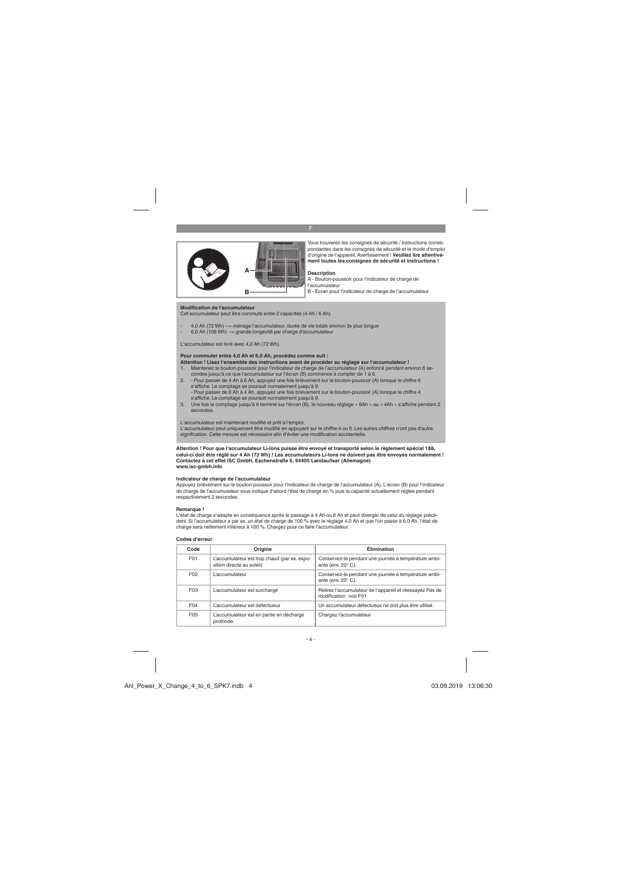Vous trouverez les consignes de sécurité / instructions correspondantes dans les consignes de sécurité et le mode d'emploi d'origine de l'appareil. Avertissement ! **Veuillez lire attentivement toutes les consignes de sécurité et instructions !**

**Description**

A - Bouton-poussoir pour l'indicateur de charge de l'accumulateur

B - Écran pour l'indicateur de charge de l'accumulateur

**Modification de l'accumulateur**

Cet accumulateur peut être commuté entre 2 capacités (4 Ah / 6 Ah).

- 4,0 Ah (72 Wh) --> ménage l'accumulateur, durée de vie totale environ 3x plus longue
- 6,0 Ah (108 Wh) --> grande longévité par charge d'accumulateur

L'accumulateur est livré avec 4,0 Ah (72 Wh).

**Pour commuter entre 4,0 Ah et 6,0 Ah, procédez comme suit :**

**Attention ! Lisez l'ensemble des instructions avant de procéder au réglage sur l'accumulateur !**

1. Maintenez le bouton-poussoir pour l'indicateur de charge de l'accumulateur (A) enfoncé pendant environ 6 secondes jusqu'à ce que l'accumulateur sur l'écran (B) commence à compter de 1 à 9.
2. - Pour passer de 4 Ah à 6 Ah, appuyez une fois brièvement sur le bouton-poussoir (A) lorsque le chiffre 6 s'affiche. Le comptage se poursuit normalement jusqu'à 9.
   - Pour passer de 6 Ah à 4 Ah, appuyez une fois brièvement sur le bouton-poussoir (A) lorsque le chiffre 4 s'affiche. Le comptage se poursuit normalement jusqu'à 9.
3. Une fois le comptage jusqu'à 9 terminé sur l'écran (B), le nouveau réglage « 6Ah » ou « 4Ah » s'affiche pendant 2 secondes.

L'accumulateur est maintenant modifié et prêt à l'emploi.

L'accumulateur peut uniquement être modifié en appuyant sur le chiffre 4 ou 6. Les autres chiffres n'ont pas d'autre signification. Cette mesure est nécessaire afin d'éviter une modification accidentelle.

**Attention ! Pour que l'accumulateur Li-Ions puisse être envoyé et transporté selon le règlement spécial 188, celui-ci doit être réglé sur 4 Ah (72 Wh) ! Les accumulateurs Li-Ions ne doivent pas être envoyés normalement ! Contactez à cet effet iSC GmbH, Eschenstraße 6, 94405 Landau/Isar (Allemagne) www.isc-gmbh.info**

**Indicateur de charge de l'accumulateur**

Appuyez brièvement sur le bouton-poussoir pour l'indicateur de charge de l'accumulateur (A). L'écran (B) pour l'indicateur de charge de l'accumulateur vous indique d'abord l'état de charge en % puis la capacité actuellement réglée pendant respectivement 2 secondes.

**Remarque !**

L'état de charge s'adapte en conséquence après le passage à 4 Ah ou 6 Ah et peut diverger de celui du réglage précédent. Si l'accumulateur a par ex. un état de charge de 100 % avec le réglage 4,0 Ah et que l'on passe à 6,0 Ah, l'état de charge sera nettement inférieur à 100 %. Chargez pour ce faire l'accumulateur.

**Codes d'erreur**

| Code | Origine | Élimination |
|---|---|---|
| F01 | L'accumulateur est trop chaud (par ex. exposition directe au soleil) | Conservez-le pendant une journée à température ambiante (env. 20° C). |
| F02 | L'accumulateur | Conservez-le pendant une journée à température ambiante (env. 20° C). |
| F03 | L'accumulateur est surchargé | Retirez l'accumulateur de l'appareil et réessayez Pas de modification : voir F01 |
| F04 | L'accumulateur est défectueux | Un accumulateur défectueux ne doit plus être utilisé. |
| F05 | L'accumulateur est en partie en décharge profonde. | Chargez l'accumulateur |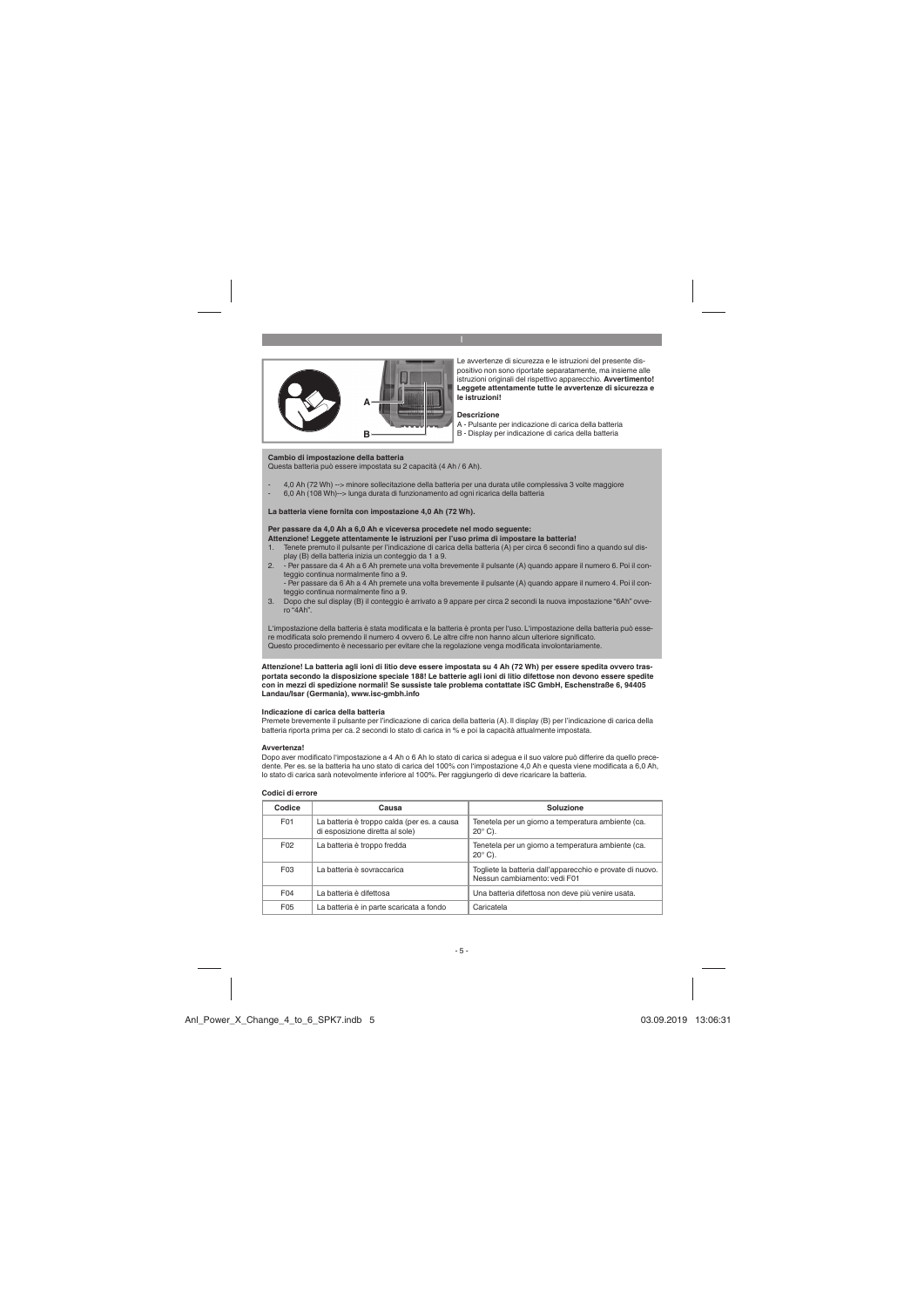Le avvertenze di sicurezza e le istruzioni del presente dispositivo non sono riportate separatamente, ma insieme alle istruzioni originali del rispettivo apparecchio. **Avvertimento! Leggete attentamente tutte le avvertenze di sicurezza e le istruzioni!**

**Descrizione**

A - Pulsante per indicazione di carica della batteria
B - Display per indicazione di carica della batteria

**Cambio di impostazione della batteria**

Questa batteria può essere impostata su 2 capacità (4 Ah / 6 Ah).

- 4,0 Ah (72 Wh) --> minore sollecitazione della batteria per una durata utile complessiva 3 volte maggiore
- 6,0 Ah (108 Wh)--> lunga durata di funzionamento ad ogni ricarica della batteria

**La batteria viene fornita con impostazione 4,0 Ah (72 Wh).**

**Per passare da 4,0 Ah a 6,0 Ah e viceversa procedete nel modo seguente:**
**Attenzione! Leggete attentamente le istruzioni per l'uso prima di impostare la batteria!**

1. Tenete premuto il pulsante per l'indicazione di carica della batteria (A) per circa 6 secondi fino a quando sul display (B) della batteria inizia un conteggio da 1 a 9.
2. - Per passare da 4 Ah a 6 Ah premete una volta brevemente il pulsante (A) quando appare il numero 6. Poi il conteggio continua normalmente fino a 9.
   - Per passare da 6 Ah a 4 Ah premete una volta brevemente il pulsante (A) quando appare il numero 4. Poi il conteggio continua normalmente fino a 9.
3. Dopo che sul display (B) il conteggio è arrivato a 9 appare per circa 2 secondi la nuova impostazione "6Ah" ovvero "4Ah".

L'impostazione della batteria è stata modificata e la batteria è pronta per l'uso. L'impostazione della batteria può essere modificata solo premendo il numero 4 ovvero 6. Le altre cifre non hanno alcun ulteriore significato.
Questo procedimento è necessario per evitare che la regolazione venga modificata involontariamente.

**Attenzione! La batteria agli ioni di litio deve essere impostata su 4 Ah (72 Wh) per essere spedita ovvero trasportata secondo la disposizione speciale 188! Le batterie agli ioni di litio difettose non devono essere spedite con in mezzi di spedizione normali! Se sussiste tale problema contattate iSC GmbH, Eschenstraße 6, 94405 Landau/Isar (Germania), www.isc-gmbh.info**

**Indicazione di carica della batteria**

Premete brevemente il pulsante per l'indicazione di carica della batteria (A). Il display (B) per l'indicazione di carica della batteria riporta prima per ca. 2 secondi lo stato di carica in % e poi la capacità attualmente impostata.

**Avvertenza!**

Dopo aver modificato l'impostazione a 4 Ah o 6 Ah lo stato di carica si adegua e il suo valore può differire da quello precedente. Per es. se la batteria ha uno stato di carica del 100% con l'impostazione 4,0 Ah e questa viene modificata a 6,0 Ah, lo stato di carica sarà notevolmente inferiore al 100%. Per raggiungerlo di deve ricaricare la batteria.

**Codici di errore**

| Codice | Causa | Soluzione |
|---|---|---|
| F01 | La batteria è troppo calda (per es. a causa di esposizione diretta al sole) | Tenetela per un giorno a temperatura ambiente (ca. 20° C). |
| F02 | La batteria è troppo fredda | Tenetela per un giorno a temperatura ambiente (ca. 20° C). |
| F03 | La batteria è sovraccarica | Togliete la batteria dall'apparecchio e provate di nuovo. Nessun cambiamento: vedi F01 |
| F04 | La batteria è difettosa | Una batteria difettosa non deve più venire usata. |
| F05 | La batteria è in parte scaricata a fondo | Caricatela |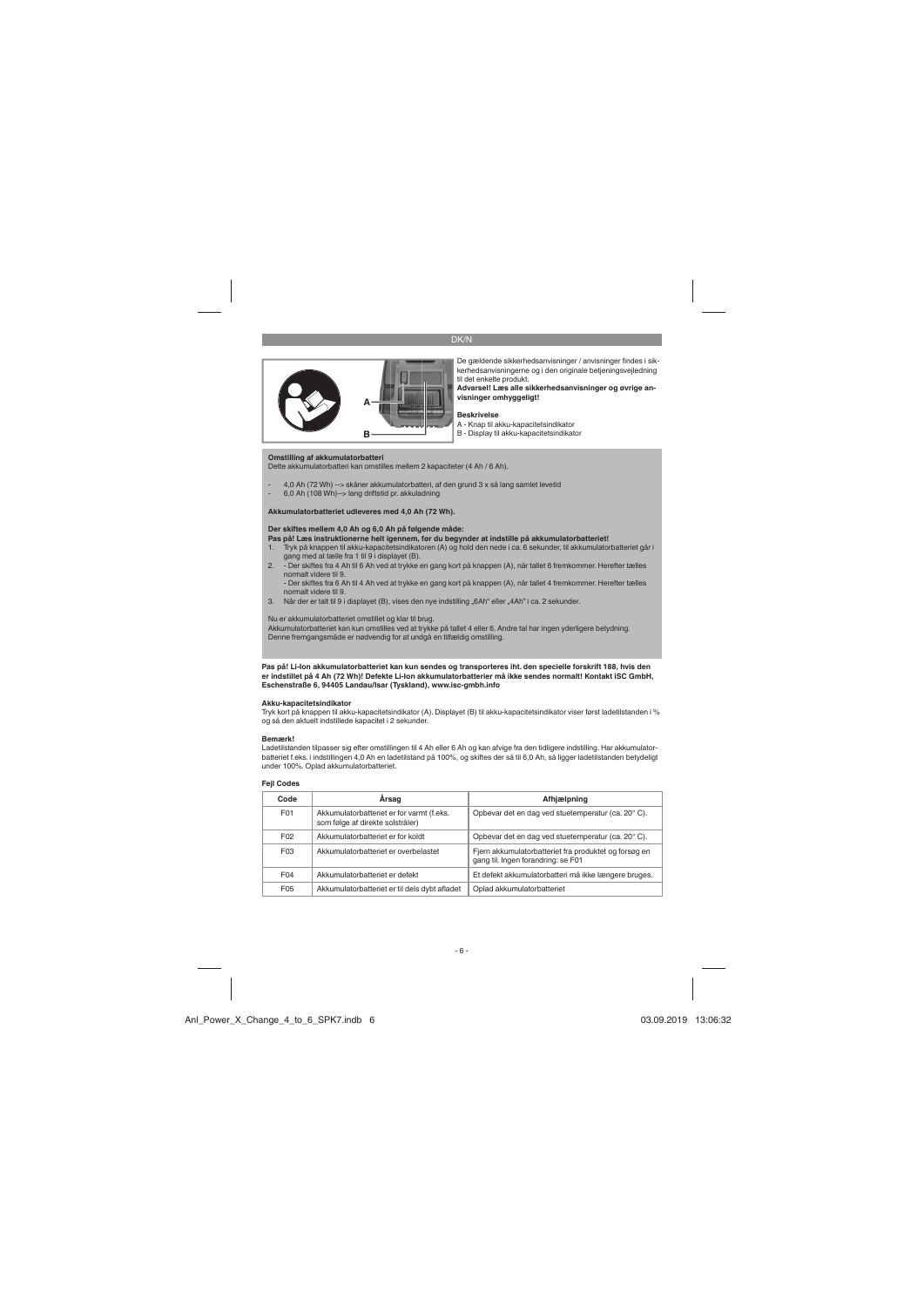De gældende sikkerhedsanvisninger / anvisninger findes i sikkerhedsanvisningerne og i den originale betjeningsvejledning til det enkelte produkt.
**Advarsel! Læs alle sikkerhedsanvisninger og øvrige anvisninger omhyggeligt!**

**Beskrivelse**
A - Knap til akku-kapacitetsindikator
B - Display til akku-kapacitetsindikator

**Omstilling af akkumulatorbatteri**
Dette akkumulatorbatteri kan omstilles mellem 2 kapaciteter (4 Ah / 6 Ah).

- 4,0 Ah (72 Wh) --> skåner akkumulatorbatteri, af den grund 3 x så lang samlet levetid
- 6,0 Ah (108 Wh)--> lang driftstid pr. akkuladning

**Akkumulatorbatteriet udleveres med 4,0 Ah (72 Wh).**

**Der skiftes mellem 4,0 Ah og 6,0 Ah på følgende måde:**
**Pas på! Læs instruktionerne helt igennem, før du begynder at indstille på akkumulatorbatteriet!**

1. Tryk på knappen til akku-kapacitetsindikatoren (A) og hold den nede i ca. 6 sekunder, til akkumulatorbatteriet går i gang med at tælle fra 1 til 9 i displayet (B).
2. - Der skiftes fra 4 Ah til 6 Ah ved at trykke en gang kort på knappen (A), når tallet 6 fremkommer. Herefter tælles normalt videre til 9.
   - Der skiftes fra 6 Ah til 4 Ah ved at trykke en gang kort på knappen (A), når tallet 4 fremkommer. Herefter tælles normalt videre til 9.
3. Når der er talt til 9 i displayet (B), vises den nye indstilling „6Ah" eller „4Ah" i ca. 2 sekunder.

Nu er akkumulatorbatteriet omstillet og klar til brug.
Akkumulatorbatteriet kan kun omstilles ved at trykke på tallet 4 eller 6. Andre tal har ingen yderligere betydning.
Denne fremgangsmåde er nødvendig for at undgå en tilfældig omstilling.

**Pas på! Li-Ion akkumulatorbatteriet kan kun sendes og transporteres iht. den specielle forskrift 188, hvis den er indstillet på 4 Ah (72 Wh)! Defekte Li-Ion akkumulatorbatterier må ikke sendes normalt! Kontakt iSC GmbH, Eschenstraße 6, 94405 Landau/Isar (Tyskland), www.isc-gmbh.info**

**Akku-kapacitetsindikator**
Tryk kort på knappen til akku-kapacitetsindikator (A). Displayet (B) til akku-kapacitetsindikator viser først ladetilstanden i % og så den aktuelt indstillede kapacitet i 2 sekunder.

**Bemærk!**
Ladetilstanden tilpasser sig efter omstillingen til 4 Ah eller 6 Ah og kan afvige fra den tidligere indstilling. Har akkumulatorbatteriet f.eks. i indstillingen 4,0 Ah en ladetilstand på 100%, og skiftes der så til 6,0 Ah, så ligger ladetilstanden betydeligt under 100%. Oplad akkumulatorbatteriet.

**Fejl Codes**

| Code | Årsag | Afhjælpning |
|---|---|---|
| F01 | Akkumulatorbatteriet er for varmt (f.eks. som følge af direkte solstråler) | Opbevar det en dag ved stuetemperatur (ca. 20° C). |
| F02 | Akkumulatorbatteriet er for koldt | Opbevar det en dag ved stuetemperatur (ca. 20° C). |
| F03 | Akkumulatorbatteriet er overbelastet | Fjern akkumulatorbatteriet fra produktet og forsøg en gang til. Ingen forandring: se F01 |
| F04 | Akkumulatorbatteriet er defekt | Et defekt akkumulatorbatteri må ikke længere bruges. |
| F05 | Akkumulatorbatteriet er til dels dybt afladet | Oplad akkumulatorbatteriet |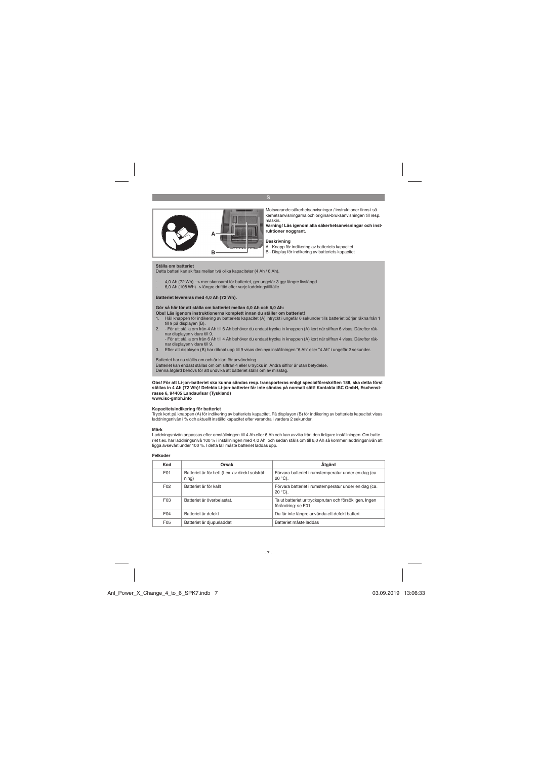S

Motsvarande säkerhetsanvisningar / instruktioner finns i säkerhetsanvisningarna och original-bruksanvisningen till resp. maskin.

**Varning! Läs igenom alla säkerhetsanvisningar och instruktioner noggrant.**

**Beskrivning**

A - Knapp för indikering av batteriets kapacitet
B - Display för indikering av batteriets kapacitet

**Ställa om batteriet**

Detta batteri kan skiftas mellan två olika kapaciteter (4 Ah / 6 Ah).

- 4,0 Ah (72 Wh) --> mer skonsamt för batteriet, ger ungefär 3 ggr längre livslängd
- 6,0 Ah (108 Wh)--> längre drifttid efter varje laddningstillfälle

**Batteriet levereras med 4,0 Ah (72 Wh).**

**Gör så här för att ställa om batteriet mellan 4,0 Ah och 6,0 Ah:**
**Obs! Läs igenom instruktionerna komplett innan du ställer om batteriet!**

1. Håll knappen för indikering av batteriets kapacitet (A) intryckt i ungefär 6 sekunder tills batteriet börjar räkna från 1 till 9 på displayen (B).
2. - För att ställa om från 4 Ah till 6 Ah behöver du endast trycka in knappen (A) kort när siffran 6 visas. Därefter räknar displayen vidare till 9.
   - För att ställa om från 6 Ah till 4 Ah behöver du endast trycka in knappen (A) kort när siffran 4 visas. Därefter räknar displayen vidare till 9.
3. Efter att displayen (B) har räknat upp till 9 visas den nya inställningen "6 Ah" eller "4 Ah" i ungefär 2 sekunder.

Batteriet har nu ställts om och är klart för användning.
Batteriet kan endast ställas om om siffran 4 eller 6 trycks in. Andra siffror är utan betydelse.
Denna åtgärd behövs för att undvika att batteriet ställs om av misstag.

**Obs! För att Li-jon-batteriet ska kunna sändas resp. transporteras enligt specialföreskriften 188, ska detta först ställas in 4 Ah (72 Wh)! Defekta Li-jon-batterier får inte sändas på normalt sätt! Kontakta iSC GmbH, Eschenstrasse 6, 94405 Landau/Isar (Tyskland)**
**www.isc-gmbh.info**

**Kapacitetsindikering för batteriet**

Tryck kort på knappen (A) för indikering av batteriets kapacitet. På displayen (B) för indikering av batteriets kapacitet visas laddningsnivån i % och aktuellt inställd kapacitet efter varandra i vardera 2 sekunder.

**Märk**

Laddningsnivån anpassas efter omställningen till 4 Ah eller 6 Ah och kan avvika från den tidigare inställningen. Om batteriet t.ex. har laddningsnivå 100 % i inställningen med 4,0 Ah, och sedan ställs om till 6,0 Ah så kommer laddningsnivån att ligga avsevärt under 100 %. I detta fall måste batteriet laddas upp.

**Felkoder**

| Kod | Orsak | Åtgärd |
|---|---|---|
| F01 | Batteriet är för hett (t.ex. av direkt solstrålning) | Förvara batteriet i rumstemperatur under en dag (ca. 20 °C). |
| F02 | Batteriet är för kallt | Förvara batteriet i rumstemperatur under en dag (ca. 20 °C). |
| F03 | Batteriet är överbelastat. | Ta ut batteriet ur trycksprutan och försök igen. Ingen förändring: se F01 |
| F04 | Batteriet är defekt | Du får inte längre använda ett defekt batteri. |
| F05 | Batteriet är djupurladdat | Batteriet måste laddas |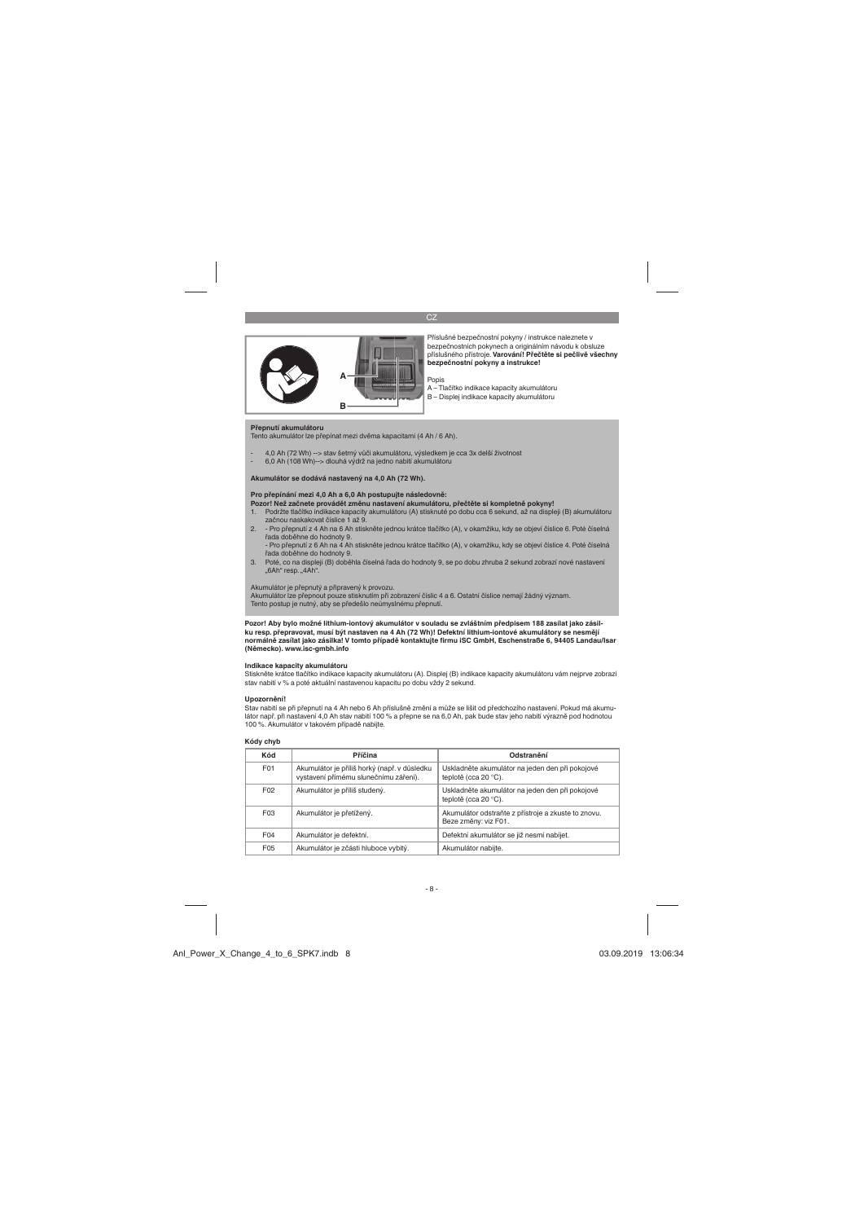CZ

Příslušné bezpečnostní pokyny / instrukce naleznete v bezpečnostních pokynech a originálním návodu k obsluze příslušného přístroje. **Varování! Přečtěte si pečlivě všechny bezpečnostní pokyny a instrukce!**

Popis
A – Tlačítko indikace kapacity akumulátoru
B – Displej indikace kapacity akumulátoru

**Přepnutí akumulátoru**
Tento akumulátor lze přepínat mezi dvěma kapacitami (4 Ah / 6 Ah).

- 4,0 Ah (72 Wh) --> stav šetrný vůči akumulátoru, výsledkem je cca 3x delší životnost
- 6,0 Ah (108 Wh)--> dlouhá výdrž na jedno nabití akumulátoru

**Akumulátor se dodává nastavený na 4,0 Ah (72 Wh).**

**Pro přepínání mezi 4,0 Ah a 6,0 Ah postupujte následovně:**
**Pozor! Než začnete provádět změnu nastavení akumulátoru, přečtěte si kompletně pokyny!**

1. Podržte tlačítko indikace kapacity akumulátoru (A) stisknuté po dobu cca 6 sekund, až na displeji (B) akumulátoru začnou naskakovat číslice 1 až 9.
2. - Pro přepnutí z 4 Ah na 6 Ah stiskněte jednou krátce tlačítko (A), v okamžiku, kdy se objeví číslice 6. Poté číselná řada doběhne do hodnoty 9.
   - Pro přepnutí z 6 Ah na 4 Ah stiskněte jednou krátce tlačítko (A), v okamžiku, kdy se objeví číslice 4. Poté číselná řada doběhne do hodnoty 9.
3. Poté, co na displeji (B) doběhla číselná řada do hodnoty 9, se po dobu zhruba 2 sekund zobrazí nové nastavení „6Ah“ resp. „4Ah“.

Akumulátor je přepnutý a připravený k provozu.
Akumulátor lze přepnout pouze stisknutím při zobrazení číslic 4 a 6. Ostatní číslice nemají žádný význam.
Tento postup je nutný, aby se předešlo neúmyslnému přepnutí.

**Pozor! Aby bylo možné lithium-iontový akumulátor v souladu se zvláštním předpisem 188 zasílat jako zásilku resp. přepravovat, musí být nastaven na 4 Ah (72 Wh)! Defektní lithium-iontové akumulátory se nesmějí normálně zasílat jako zásilka! V tomto případě kontaktujte firmu iSC GmbH, Eschenstraße 6, 94405 Landau/Isar (Německo). www.isc-gmbh.info**

**Indikace kapacity akumulátoru**
Stiskněte krátce tlačítko indikace kapacity akumulátoru (A). Displej (B) indikace kapacity akumulátoru vám nejprve zobrazí stav nabití v % a poté aktuální nastavenou kapacitu po dobu vždy 2 sekund.

**Upozornění!**
Stav nabití se při přepnutí na 4 Ah nebo 6 Ah příslušně změní a může se lišit od předchozího nastavení. Pokud má akumulátor např. při nastavení 4,0 Ah stav nabití 100 % a přepne se na 6,0 Ah, pak bude stav jeho nabití výrazně pod hodnotou 100 %. Akumulátor v takovém případě nabijte.

**Kódy chyb**

| Kód | Příčina | Odstranění |
|---|---|---|
| F01 | Akumulátor je příliš horký (např. v důsledku vystavení přímému slunečnímu záření). | Uskladněte akumulátor na jeden den při pokojové teplotě (cca 20 °C). |
| F02 | Akumulátor je příliš studený. | Uskladněte akumulátor na jeden den při pokojové teplotě (cca 20 °C). |
| F03 | Akumulátor je přetížený. | Akumulátor odstraňte z přístroje a zkuste to znovu. Beze změny: viz F01. |
| F04 | Akumulátor je defektní. | Defektní akumulátor se již nesmí nabíjet. |
| F05 | Akumulátor je zčásti hluboce vybitý. | Akumulátor nabijte. |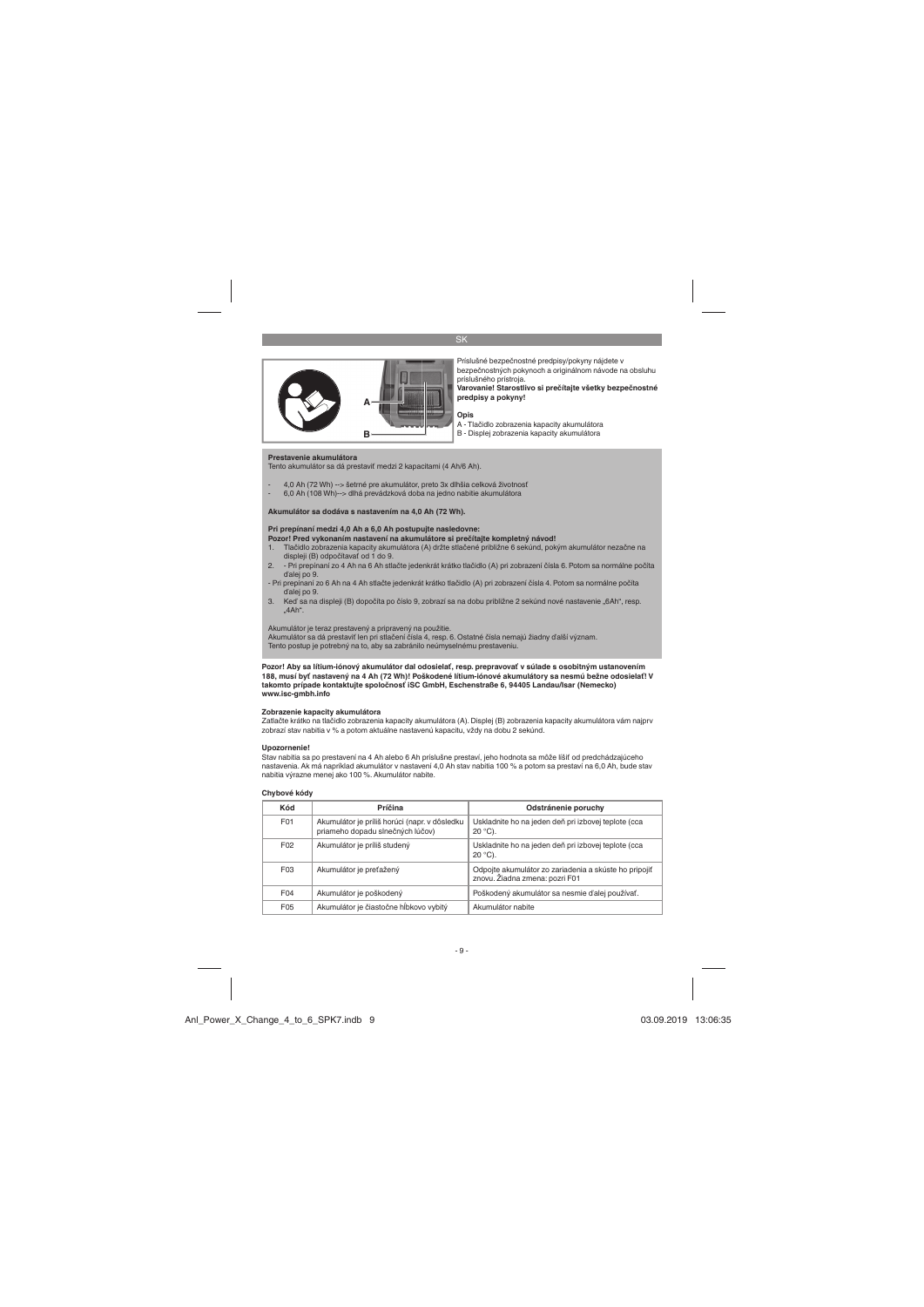Príslušné bezpečnostné predpisy/pokyny nájdete v bezpečnostných pokynoch a originálnom návode na obsluhu príslušného prístroja.
**Varovanie! Starostlivo si prečítajte všetky bezpečnostné predpisy a pokyny!**

**Opis**
A - Tlačidlo zobrazenia kapacity akumulátora
B - Displej zobrazenia kapacity akumulátora

**Prestavenie akumulátora**
Tento akumulátor sa dá prestaviť medzi 2 kapacitami (4 Ah/6 Ah).

- 4,0 Ah (72 Wh) --> šetrné pre akumulátor, preto 3x dlhšia celková životnosť
- 6,0 Ah (108 Wh)--> dlhá prevádzková doba na jedno nabitie akumulátora

**Akumulátor sa dodáva s nastavením na 4,0 Ah (72 Wh).**

**Pri prepínaní medzi 4,0 Ah a 6,0 Ah postupujte nasledovne:**
**Pozor! Pred vykonaním nastavení na akumulátore si prečítajte kompletný návod!**

1. Tlačidlo zobrazenia kapacity akumulátora (A) držte stlačené približne 6 sekúnd, pokým akumulátor nezačne na displeji (B) odpočítavať od 1 do 9.
2. - Pri prepínaní zo 4 Ah na 6 Ah stlačte jedenkrát krátko tlačidlo (A) pri zobrazení čísla 6. Potom sa normálne počíta ďalej po 9.
- Pri prepínaní zo 6 Ah na 4 Ah stlačte jedenkrát krátko tlačidlo (A) pri zobrazení čísla 4. Potom sa normálne počíta ďalej po 9.
3. Keď sa na displeji (B) dopočíta po číslo 9, zobrazí sa na dobu približne 2 sekúnd nové nastavenie „6Ah", resp. „4Ah".

Akumulátor je teraz prestavený a pripravený na použitie.
Akumulátor sa dá prestaviť len pri stlačení čísla 4, resp. 6. Ostatné čísla nemajú žiadny ďalší význam.
Tento postup je potrebný na to, aby sa zabránilo neúmyselnému prestaveniu.

**Pozor! Aby sa lítium-iónový akumulátor dal odosielať, resp. prepravovať v súlade s osobitným ustanovením 188, musí byť nastavený na 4 Ah (72 Wh)! Poškodené lítium-iónové akumulátory sa nesmú bežne odosielať! V takomto prípade kontaktujte spoločnosť iSC GmbH, Eschenstraße 6, 94405 Landau/Isar (Nemecko) www.isc-gmbh.info**

**Zobrazenie kapacity akumulátora**
Zatlačte krátko na tlačidlo zobrazenia kapacity akumulátora (A). Displej (B) zobrazenia kapacity akumulátora vám najprv zobrazí stav nabitia v % a potom aktuálne nastavenú kapacitu, vždy na dobu 2 sekúnd.

**Upozornenie!**
Stav nabitia sa po prestavení na 4 Ah alebo 6 Ah príslušne prestaví, jeho hodnota sa môže líšiť od predchádzajúceho nastavenia. Ak má napríklad akumulátor v nastavení 4,0 Ah stav nabitia 100 % a potom sa prestaví na 6,0 Ah, bude stav nabitia výrazne menej ako 100 %. Akumulátor nabite.

**Chybové kódy**

| Kód | Príčina | Odstránenie poruchy |
|---|---|---|
| F01 | Akumulátor je príliš horúci (napr. v dôsledku priameho dopadu slnečných lúčov) | Uskladnite ho na jeden deň pri izbovej teplote (cca 20 °C). |
| F02 | Akumulátor je príliš studený | Uskladnite ho na jeden deň pri izbovej teplote (cca 20 °C). |
| F03 | Akumulátor je preťažený | Odpojte akumulátor zo zariadenia a skúste ho pripojiť znovu. Žiadna zmena: pozri F01 |
| F04 | Akumulátor je poškodený | Poškodený akumulátor sa nesmie ďalej používať. |
| F05 | Akumulátor je čiastočne hĺbkovo vybitý | Akumulátor nabite |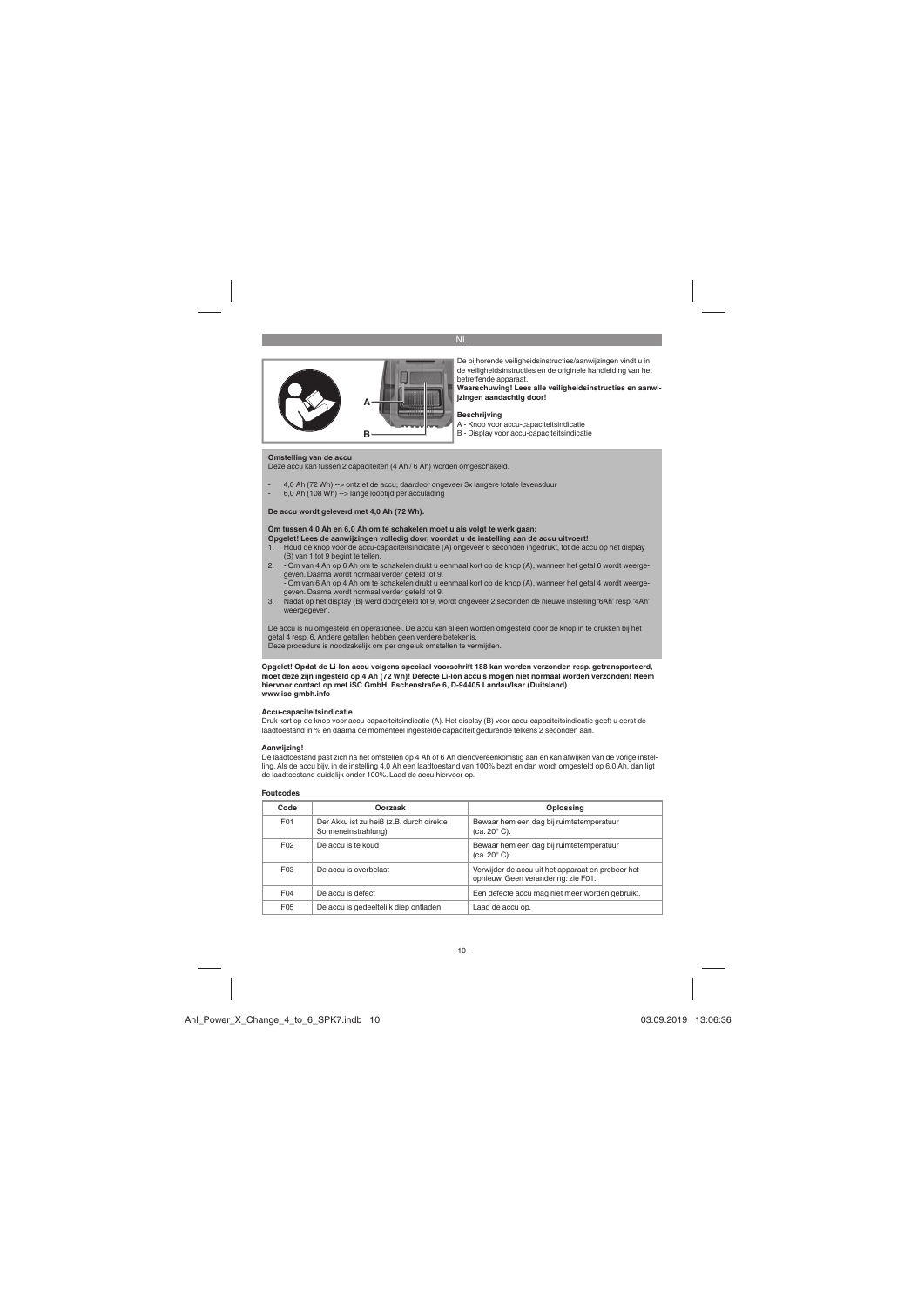A

B

De bijhorende veiligheidsinstructies/aanwijzingen vindt u in de veiligheidsinstructies en de originele handleiding van het betreffende apparaat.

**Waarschuwing! Lees alle veiligheidsinstructies en aanwijzingen aandachtig door!**

**Beschrijving**

A - Knop voor accu-capaciteitsindicatie
B - Display voor accu-capaciteitsindicatie

**Omstelling van de accu**

Deze accu kan tussen 2 capaciteiten (4 Ah / 6 Ah) worden omgeschakeld.

- 4,0 Ah (72 Wh) --> ontziet de accu, daardoor ongeveer 3x langere totale levensduur
- 6,0 Ah (108 Wh) --> lange looptijd per acculading

**De accu wordt geleverd met 4,0 Ah (72 Wh).**

**Om tussen 4,0 Ah en 6,0 Ah om te schakelen moet u als volgt te werk gaan:**
**Opgelet! Lees de aanwijzingen volledig door, voordat u de instelling aan de accu uitvoert!**

1. Houd de knop voor de accu-capaciteitsindicatie (A) ongeveer 6 seconden ingedrukt, tot de accu op het display (B) van 1 tot 9 begint te tellen.
2. - Om van 4 Ah op 6 Ah om te schakelen drukt u eenmaal kort op de knop (A), wanneer het getal 6 wordt weergegeven. Daarna wordt normaal verder geteld tot 9.
   - Om van 6 Ah op 4 Ah om te schakelen drukt u eenmaal kort op de knop (A), wanneer het getal 4 wordt weergegeven. Daarna wordt normaal verder geteld tot 9.
3. Nadat op het display (B) werd doorgeteld tot 9, wordt ongeveer 2 seconden de nieuwe instelling '6Ah' resp. '4Ah' weergegeven.

De accu is nu omgesteld en operationeel. De accu kan alleen worden omgesteld door de knop in te drukken bij het getal 4 resp. 6. Andere getallen hebben geen verdere betekenis.
Deze procedure is noodzakelijk om per ongeluk omstellen te vermijden.

**Opgelet! Opdat de Li-Ion accu volgens speciaal voorschrift 188 kan worden verzonden resp. getransporteerd, moet deze zijn ingesteld op 4 Ah (72 Wh)! Defecte Li-Ion accu's mogen niet normaal worden verzonden! Neem hiervoor contact op met iSC GmbH, Eschenstraße 6, D-94405 Landau/Isar (Duitsland) www.isc-gmbh.info**

**Accu-capaciteitsindicatie**

Druk kort op de knop voor accu-capaciteitsindicatie (A). Het display (B) voor accu-capaciteitsindicatie geeft u eerst de laadtoestand in % en daarna de momenteel ingestelde capaciteit gedurende telkens 2 seconden aan.

**Aanwijzing!**

De laadtoestand past zich na het omstellen op 4 Ah of 6 Ah dienovereenkomstig aan en kan afwijken van de vorige instelling. Als de accu bijv. in de instelling 4,0 Ah een laadtoestand van 100% bezit en dan wordt omgesteld op 6,0 Ah, dan ligt de laadtoestand duidelijk onder 100%. Laad de accu hiervoor op.

**Foutcodes**

| Code | Oorzaak | Oplossing |
|---|---|---|
| F01 | Der Akku ist zu heiß (z.B. durch direkte Sonneneinstrahlung) | Bewaar hem een dag bij ruimtetemperatuur (ca. 20° C). |
| F02 | De accu is te koud | Bewaar hem een dag bij ruimtetemperatuur (ca. 20° C). |
| F03 | De accu is overbelast | Verwijder de accu uit het apparaat en probeer het opnieuw. Geen verandering: zie F01. |
| F04 | De accu is defect | Een defecte accu mag niet meer worden gebruikt. |
| F05 | De accu is gedeeltelijk diep ontladen | Laad de accu op. |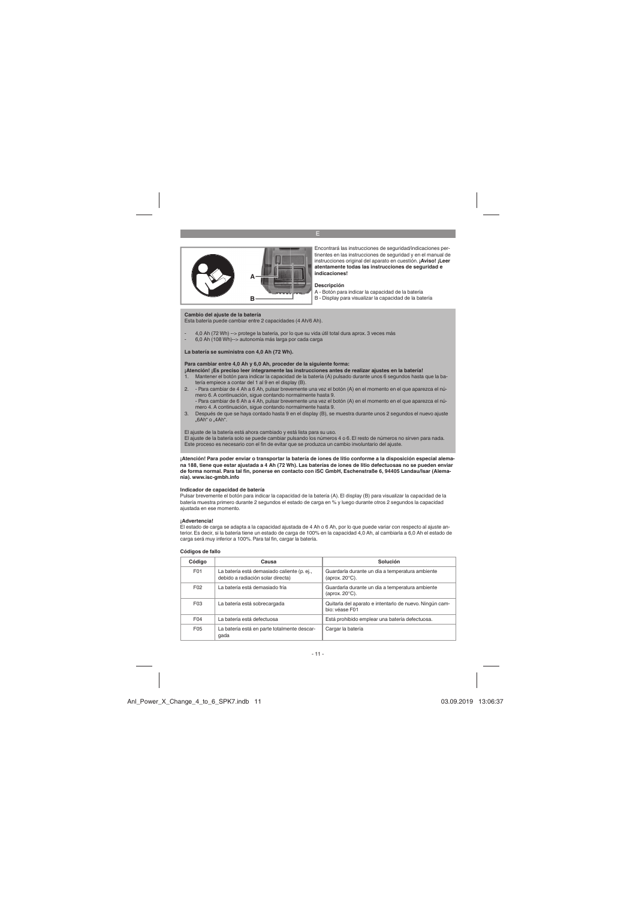E

Encontrará las instrucciones de seguridad/indicaciones pertinentes en las instrucciones de seguridad y en el manual de instrucciones original del aparato en cuestión. **¡Aviso! ¡Leer atentamente todas las instrucciones de seguridad e indicaciones!**

**Descripción**

A - Botón para indicar la capacidad de la batería
B - Display para visualizar la capacidad de la batería

**Cambio del ajuste de la batería**

Esta batería puede cambiar entre 2 capacidades (4 Ah/6 Ah).

- 4,0 Ah (72 Wh) --> protege la batería, por lo que su vida útil total dura aprox. 3 veces más
- 6,0 Ah (108 Wh)--> autonomía más larga por cada carga

**La batería se suministra con 4,0 Ah (72 Wh).**

**Para cambiar entre 4,0 Ah y 6,0 Ah, proceder de la siguiente forma:**
**¡Atención! ¡Es preciso leer íntegramente las instrucciones antes de realizar ajustes en la batería!**

1. Mantener el botón para indicar la capacidad de la batería (A) pulsado durante unos 6 segundos hasta que la batería empiece a contar del 1 al 9 en el display (B).
2. - Para cambiar de 4 Ah a 6 Ah, pulsar brevemente una vez el botón (A) en el momento en el que aparezca el número 6. A continuación, sigue contando normalmente hasta 9.
   - Para cambiar de 6 Ah a 4 Ah, pulsar brevemente una vez el botón (A) en el momento en el que aparezca el número 4. A continuación, sigue contando normalmente hasta 9.
3. Después de que se haya contado hasta 9 en el display (B), se muestra durante unos 2 segundos el nuevo ajuste „6Ah" o „4Ah".

El ajuste de la batería está ahora cambiado y está lista para su uso.
El ajuste de la batería solo se puede cambiar pulsando los números 4 o 6. El resto de números no sirven para nada.
Este proceso es necesario con el fin de evitar que se produzca un cambio involuntario del ajuste.

**¡Atención! Para poder enviar o transportar la batería de iones de litio conforme a la disposición especial alemana 188, tiene que estar ajustada a 4 Ah (72 Wh). Las baterías de iones de litio defectuosas no se pueden enviar de forma normal. Para tal fin, ponerse en contacto con iSC GmbH, Eschenstraße 6, 94405 Landau/Isar (Alemania). www.isc-gmbh.info**

**Indicador de capacidad de batería**

Pulsar brevemente el botón para indicar la capacidad de la batería (A). El display (B) para visualizar la capacidad de la batería muestra primero durante 2 segundos el estado de carga en % y luego durante otros 2 segundos la capacidad ajustada en ese momento.

**¡Advertencia!**

El estado de carga se adapta a la capacidad ajustada de 4 Ah o 6 Ah, por lo que puede variar con respecto al ajuste anterior. Es decir, si la batería tiene un estado de carga de 100% en la capacidad 4,0 Ah, al cambiarla a 6,0 Ah el estado de carga será muy inferior a 100%. Para tal fin, cargar la batería.

**Códigos de fallo**

| Código | Causa | Solución |
|---|---|---|
| F01 | La batería está demasiado caliente (p. ej., debido a radiación solar directa) | Guardarla durante un día a temperatura ambiente (aprox. 20°C). |
| F02 | La batería está demasiado fría | Guardarla durante un día a temperatura ambiente (aprox. 20°C). |
| F03 | La batería está sobrecargada | Quitarla del aparato e intentarlo de nuevo. Ningún cambio: véase F01 |
| F04 | La batería está defectuosa | Está prohibido emplear una batería defectuosa. |
| F05 | La batería está en parte totalmente descargada | Cargar la batería |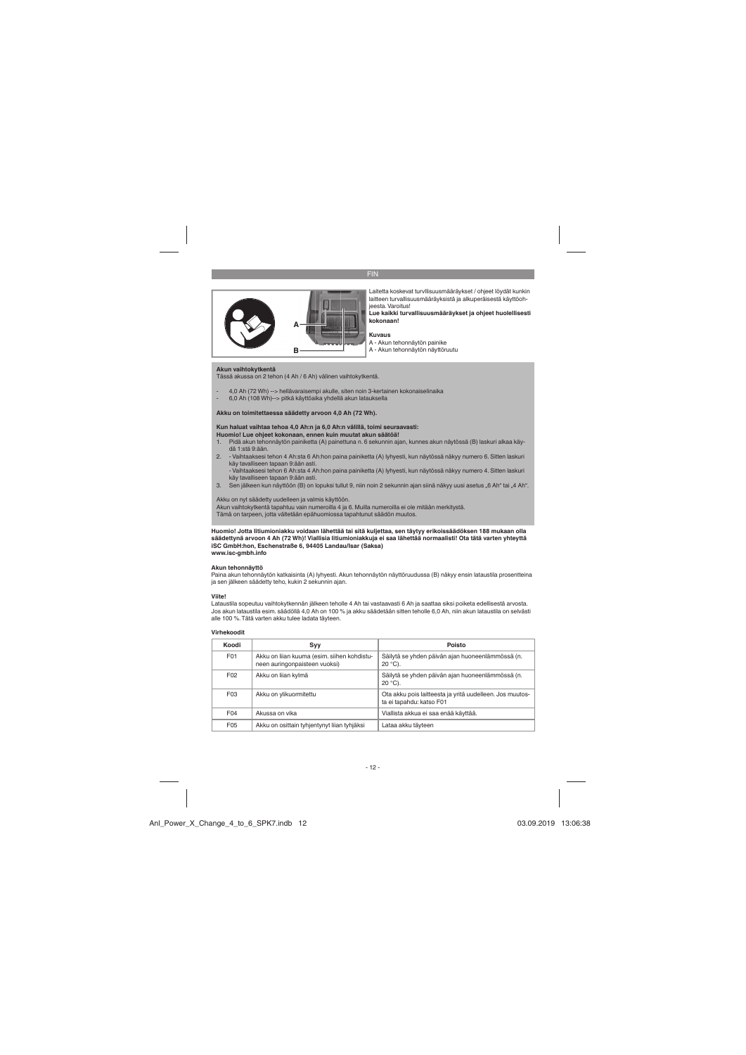Laitetta koskevat turvallisuusmääräykset / ohjeet löydät kunkin laitteen turvallisuusmääräyksistä ja alkuperäisestä käyttöohjeesta. Varoitus!

**Lue kaikki turvallisuusmääräykset ja ohjeet huolellisesti kokonaan!**

**Kuvaus**

A - Akun tehonnäytön painike
A - Akun tehonnäytön näyttöruutu

**Akun vaihtokytkentä**

Tässä akussa on 2 tehon (4 Ah / 6 Ah) välinen vaihtokytkentä.

- 4,0 Ah (72 Wh) --> hellävaraisempi akulle, siten noin 3-kertainen kokonaiselinaika
- 6,0 Ah (108 Wh)--> pitkä käyttöaika yhdellä akun latauksella

**Akku on toimitettaessa säädetty arvoon 4,0 Ah (72 Wh).**

**Kun haluat vaihtaa tehoa 4,0 Ah:n ja 6,0 Ah:n välillä, toimi seuraavasti:**
**Huomio! Lue ohjeet kokonaan, ennen kuin muutat akun säätöä!**

1. Pidä akun tehonnäytön painiketta (A) painettuna n. 6 sekunnin ajan, kunnes akun näytössä (B) laskuri alkaa käydä 1:stä 9:ään.
2. - Vaihtaaksesi tehon 4 Ah:sta 6 Ah:hon paina painiketta (A) lyhyesti, kun näytössä näkyy numero 6. Sitten laskuri käy tavalliseen tapaan 9:ään asti.
   - Vaihtaaksesi tehon 6 Ah:sta 4 Ah:hon paina painiketta (A) lyhyesti, kun näytössä näkyy numero 4. Sitten laskuri käy tavalliseen tapaan 9:ään asti.
3. Sen jälkeen kun näyttöön (B) on lopuksi tullut 9, niin noin 2 sekunnin ajan siinä näkyy uusi asetus „6 Ah“ tai „4 Ah“.

Akku on nyt säädetty uudelleen ja valmis käyttöön.
Akun vaihtokytkentä tapahtuu vain numeroilla 4 ja 6. Muilla numeroilla ei ole mitään merkitystä.
Tämä on tarpeen, jotta vältetään epähuomiossa tapahtunut säädön muutos.

**Huomio! Jotta litiumioniakku voidaan lähettää tai sitä kuljettaa, sen täytyy erikoissäädöksen 188 mukaan olla säädettynä arvoon 4 Ah (72 Wh)! Viallisia litiumioniakkuja ei saa lähettää normaalisti! Ota tätä varten yhteyttä iSC GmbH:hon, Eschenstraße 6, 94405 Landau/Isar (Saksa)**
**www.isc-gmbh.info**

**Akun tehonnäyttö**

Paina akun tehonnäytön katkaisinta (A) lyhyesti. Akun tehonnäytön näyttöruudussa (B) näkyy ensin lataustila prosentteina ja sen jälkeen säädetty teho, kukin 2 sekunnin ajan.

**Viite!**

Lataustila sopeutuu vaihtokytkennän jälkeen teholle 4 Ah tai vastaavasti 6 Ah ja saattaa siksi poiketa edellisestä arvosta. Jos akun lataustila esim. säädöllä 4,0 Ah on 100 % ja akku säädetään sitten teholle 6,0 Ah, niin akun lataustila on selvästi alle 100 %. Tätä varten akku tulee ladata täyteen.

**Virhekoodit**

| Koodi | Syy | Poisto |
|---|---|---|
| F01 | Akku on liian kuuma (esim. siihen kohdistuneen auringonpaisteen vuoksi) | Säilytä se yhden päivän ajan huoneenlämmössä (n. 20 °C). |
| F02 | Akku on liian kylmä | Säilytä se yhden päivän ajan huoneenlämmössä (n. 20 °C). |
| F03 | Akku on ylikuormitettu | Ota akku pois laitteesta ja yritä uudelleen. Jos muutosta ei tapahdu: katso F01 |
| F04 | Akussa on vika | Viallista akkua ei saa enää käyttää. |
| F05 | Akku on osittain tyhjentynyt liian tyhjäksi | Lataa akku täyteen |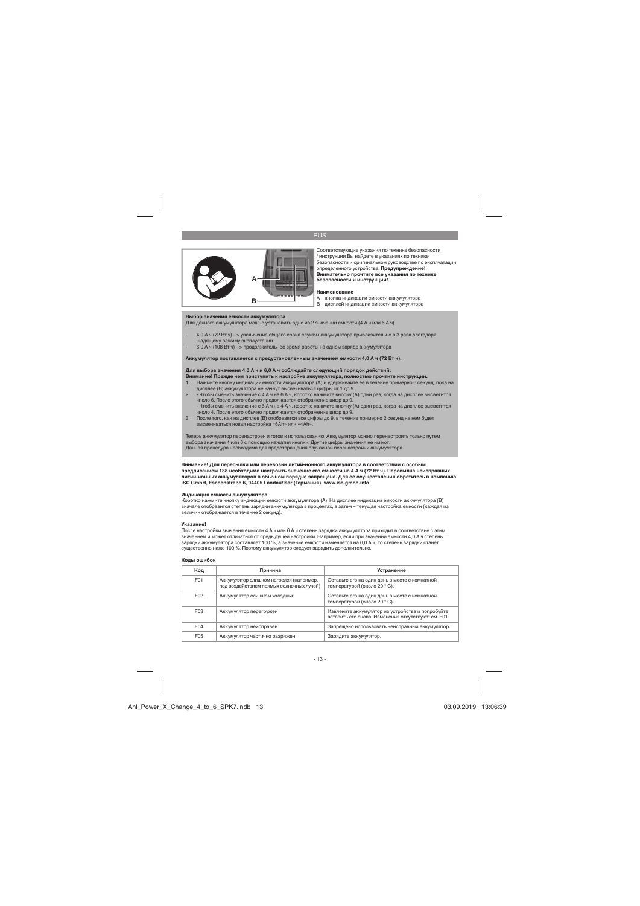Соответствующие указания по технике безопасности / инструкции Вы найдете в указаниях по технике безопасности и оригинальном руководстве по эксплуатации определенного устройства. **Предупреждение! Внимательно прочтите все указания по технике безопасности и инструкции!**

**Наименование**

A – кнопка индикации емкости аккумулятора
B – дисплей индикации емкости аккумулятора

**Выбор значения емкости аккумулятора**

Для данного аккумулятора можно установить одно из 2 значений емкости (4 А ч или 6 А ч).

- 4,0 А ч (72 Вт ч) --> увеличение общего срока службы аккумулятора приблизительно в 3 раза благодаря щадящему режиму эксплуатации
- 6,0 А ч (108 Вт ч) --> продолжительное время работы на одном заряде аккумулятора

**Аккумулятор поставляется с предустановленным значением емкости 4,0 А ч (72 Вт ч).**

**Для выбора значения 4,0 А ч и 6,0 А ч соблюдайте следующий порядок действий:**
**Внимание! Прежде чем приступить к настройке аккумулятора, полностью прочтите инструкции.**

1. Нажмите кнопку индикации емкости аккумулятора (A) и удерживайте ее в течение примерно 6 секунд, пока на дисплее (B) аккумулятора не начнут высвечиваться цифры от 1 до 9.
2. - Чтобы сменить значение с 4 А ч на 6 А ч, коротко нажмите кнопку (A) один раз, когда на дисплее высветится число 6. После этого обычно продолжается отображение цифр до 9.
   - Чтобы сменить значение с 6 А ч на 4 А ч, коротко нажмите кнопку (A) один раз, когда на дисплее высветится число 4. После этого обычно продолжается отображение цифр до 9.
3. После того, как на дисплее (B) отобразятся все цифры до 9, в течение примерно 2 секунд на нем будет высвечиваться новая настройка «6Ah» или «4Ah».

Теперь аккумулятор перенастроен и готов к использованию. Аккумулятор можно перенастроить только путем выбора значения 4 или 6 с помощью нажатия кнопки. Другие цифры значения не имеют.
Данная процедура необходима для предотвращения случайной перенастройки аккумулятора.

**Внимание! Для пересылки или перевозки литий-ионного аккумулятора в соответствии с особым предписанием 188 необходимо настроить значение его емкости на 4 А ч (72 Вт ч). Пересылка неисправных литий-ионных аккумуляторов в обычном порядке запрещена. Для ее осуществления обратитесь в компанию iSC GmbH, Eschenstraße 6, 94405 Landau/Isar (Германия), www.isc-gmbh.info**

**Индикация емкости аккумулятора**

Коротко нажмите кнопку индикации емкости аккумулятора (A). На дисплее индикации емкости аккумулятора (B) вначале отобразится степень зарядки аккумулятора в процентах, а затем – текущая настройка емкости (каждая из величин отображается в течение 2 секунд).

**Указание!**

После настройки значения емкости 4 А ч или 6 А ч степень зарядки аккумулятора приходит в соответствие с этим значением и может отличаться от предыдущей настройки. Например, если при значении емкости 4,0 А ч степень зарядки аккумулятора составляет 100 %, а значение емкости изменяется на 6,0 А ч, то степень зарядки станет существенно ниже 100 %. Поэтому аккумулятор следует зарядить дополнительно.

**Коды ошибок**

| Код | Причина | Устранение |
|---|---|---|
| F01 | Аккумулятор слишком нагрелся (например, под воздействием прямых солнечных лучей) | Оставьте его на один день в месте с комнатной температурой (около 20 ° C). |
| F02 | Аккумулятор слишком холодный | Оставьте его на один день в месте с комнатной температурой (около 20 ° C). |
| F03 | Аккумулятор перегружен | Извлеките аккумулятор из устройства и попробуйте вставить его снова. Изменения отсутствуют: см. F01 |
| F04 | Аккумулятор неисправен | Запрещено использовать неисправный аккумулятор. |
| F05 | Аккумулятор частично разряжен | Зарядите аккумулятор. |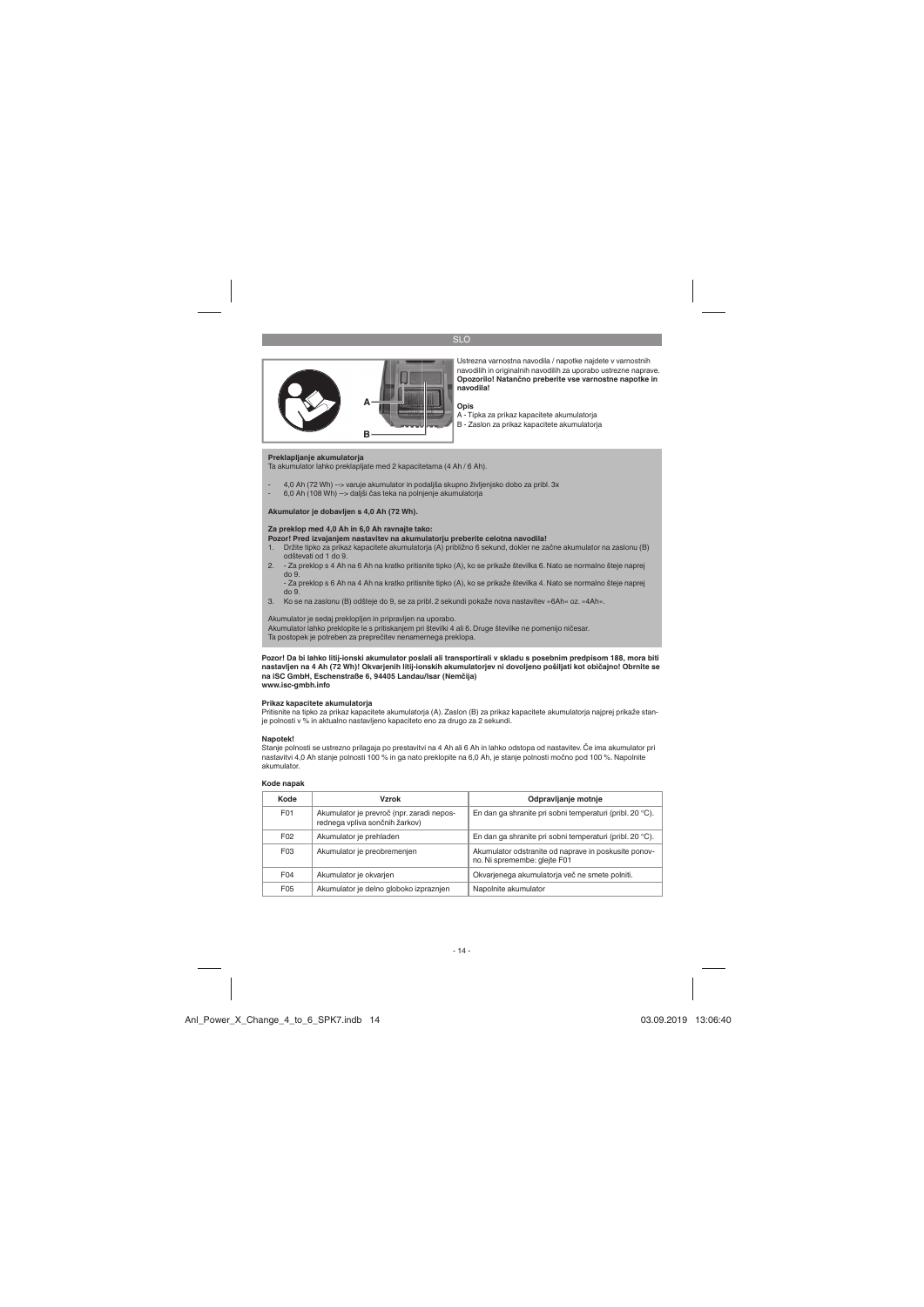Ustrezna varnostna navodila / napotke najdete v varnostnih navodilih in originalnih navodilih za uporabo ustrezne naprave. **Opozorilo! Natančno preberite vse varnostne napotke in navodila!**

**Opis**

A - Tipka za prikaz kapacitete akumulatorja
B - Zaslon za prikaz kapacitete akumulatorja

**Preklapljanje akumulatorja**

Ta akumulator lahko preklapljate med 2 kapacitetama (4 Ah / 6 Ah).

- 4,0 Ah (72 Wh) --> varuje akumulator in podaljša skupno življenjsko dobo za pribl. 3x
- 6,0 Ah (108 Wh) --> daljši čas teka na polnjenje akumulatorja

**Akumulator je dobavljen s 4,0 Ah (72 Wh).**

**Za preklop med 4,0 Ah in 6,0 Ah ravnajte tako:**

**Pozor! Pred izvajanjem nastavitev na akumulatorju preberite celotna navodila!**

1. Držite tipko za prikaz kapacitete akumulatorja (A) približno 6 sekund, dokler ne začne akumulator na zaslonu (B) odštevati od 1 do 9.
2. - Za preklop s 4 Ah na 6 Ah na kratko pritisnite tipko (A), ko se prikaže številka 6. Nato se normalno šteje naprej do 9.
   - Za preklop s 6 Ah na 4 Ah na kratko pritisnite tipko (A), ko se prikaže številka 4. Nato se normalno šteje naprej do 9.
3. Ko se na zaslonu (B) odšteje do 9, se za pribl. 2 sekundi pokaže nova nastavitev »6Ah« oz. »4Ah«.

Akumulator je sedaj preklopljen in pripravljen na uporabo.
Akumulator lahko preklopite le s pritiskanjem pri številki 4 ali 6. Druge številke ne pomenijo ničesar.
Ta postopek je potreben za preprečitev nenamernega preklopa.

**Pozor! Da bi lahko litij-ionski akumulator poslali ali transportirali v skladu s posebnim predpisom 188, mora biti nastavljen na 4 Ah (72 Wh)! Okvarjenih litij-ionskih akumulatorjev ni dovoljeno pošiljati kot običajno! Obrnite se na iSC GmbH, Eschenstraße 6, 94405 Landau/Isar (Nemčija)**
**www.isc-gmbh.info**

**Prikaz kapacitete akumulatorja**

Pritisnite na tipko za prikaz kapacitete akumulatorja (A). Zaslon (B) za prikaz kapacitete akumulatorja najprej prikaže stanje polnosti v % in aktualno nastavljeno kapaciteto eno za drugo za 2 sekundi.

**Napotek!**

Stanje polnosti se ustrezno prilagaja po prestavitvi na 4 Ah ali 6 Ah in lahko odstopa od nastavitev. Če ima akumulator pri nastavitvi 4,0 Ah stanje polnosti 100 % in ga nato preklopite na 6,0 Ah, je stanje polnosti močno pod 100 %. Napolnite akumulator.

**Kode napak**

| Kode | Vzrok | Odpravljanje motnje |
|---|---|---|
| F01 | Akumulator je prevroč (npr. zaradi neposrednega vpliva sončnih žarkov) | En dan ga shranite pri sobni temperaturi (pribl. 20 °C). |
| F02 | Akumulator je prehladen | En dan ga shranite pri sobni temperaturi (pribl. 20 °C). |
| F03 | Akumulator je preobremenjen | Akumulator odstranite od naprave in poskusite ponovno. Ni spremembe: glejte F01 |
| F04 | Akumulator je okvarjen | Okvarjenega akumulatorja več ne smete polniti. |
| F05 | Akumulator je delno globoko izpraznjen | Napolnite akumulator |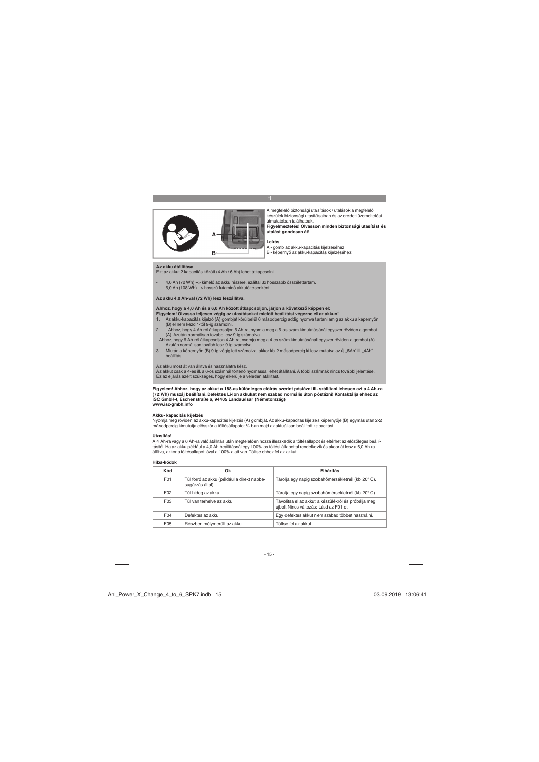H

A megfelelő biztonsági utasítások / utalások a megfelelő készülék biztonsági utasításaiban és az eredeti üzemeltetési útmutatóban találhatóak.
**Figyelmeztetés! Olvasson minden biztonsági utasítást és utalást gondosan át!**

**Leírás**

A - gomb az akku-kapacitás kijelzéséhez
B - képernyő az akku-kapacitás kijelzéséhez

**Az akku átállítása**

Ezt az akkut 2 kapacitás között (4 Ah / 6 Ah) lehet átkapcsolni.

- 4,0 Ah (72 Wh) --> kímélő az akku részére, ezáltal 3x hosszabb összélettartam.
- 6,0 Ah (108 Wh) --> hosszú futamidő akkutöltésenként

**Az akku 4,0 Ah-val (72 Wh) lesz leszállítva.**

**Ahhoz, hogy a 4,0 Ah és a 6,0 Ah között átkapcsoljon, járjon a következő képpen el:**
**Figyelem! Olvassa teljesen végig az utasításokat mielőtt beállítást végezne el az akkun!**

1. Az akku-kapacitás kijelző (A) gombját körülbelül 6 másodpercig addig nyomva tartani amíg az akku a képernyőn (B) el nem kezd 1-től 9-ig számolni.
2. - Ahhoz, hogy 4 Ah-ról átkapcsoljon 6 Ah-ra, nyomja meg a 6-os szám kimutatásánál egyszer röviden a gombot (A). Azután normálisan tovább lesz 9-ig számolva.
- Ahhoz, hogy 6 Ah-ról átkapcsoljon 4 Ah-ra, nyomja meg a 4-es szám kimutatásánál egyszer röviden a gombot (A). Azután normálisan tovább lesz 9-ig számolva.
3. Miután a képernyőn (B) 9-ig végig lett számolva, akkor kb. 2 másodpercig ki lesz mutatva az új „6Ah“ ill. „4Ah“ beállítás.

Az akku most át van állítva és használatra kész.
Az akkut csak a 4-es ill. a 6-os számnál történő nyomással lehet átállítani. A többi számnak nincs további jelentése.
Ez az eljárás azért szükséges, hogy elkerülje a véletlen átállítást.

**Figyelem! Ahhoz, hogy az akkut a 188-as különleges előírás szerint póstázni ill. szállítani lehesen azt a 4 Ah-ra (72 Wh) muszáj beállítani. Defektes Li-Ion akkukat nem szabad normális úton póstázni! Kontaktálja ehhez az ISC GmbH-t, Eschenstraße 6, 94405 Landau/Isar (Németország)**
**www.isc-gmbh.info**

**Akku- kapacitás kijelzés**

Nyomja meg röviden az akku-kapacitás kijelzés (A) gombját. Az akku-kapacitás kijelzés képernyője (B) egymás után 2-2 másodpercig kimutatja először a töltésállapotot %-ban majd az aktuálisan beállított kapacitást.

**Utasítás!**

A 4 Ah-ra vagy a 6 Ah-ra való átállítás után megfelelően hozzá illeszkedik a töltésállapot és eltérhet az előzőleges beállítástól. Ha az akku például a 4,0 Ah beállításnál egy 100%-os töltési állapottal rendelkezik és akoor át lesz a 6,0 Ah-ra állítva, akkor a töltésállapot jóval a 100% alatt van. Töltse ehhez fel az akkut.

**Hiba-kódok**

| Kód | Ok | Elhárítás |
|---|---|---|
| F01 | Túl forró az akku (például a direkt napbe-sugárzás által) | Tárolja egy napig szobahőmérsékletnél (kb. 20° C). |
| F02 | Túl hideg az akku. | Tárolja egy napig szobahőmérsékletnél (kb. 20° C). |
| F03 | Túl van terhelve az akku | Távolítsa el az akkut a készülékről és próbálja meg újból. Nincs változás: Lásd az F01-et |
| F04 | Defektes az akku. | Egy defektes akkut nem szabad többet használni. |
| F05 | Részben mélymerült az akku. | Töltse fel az akkut |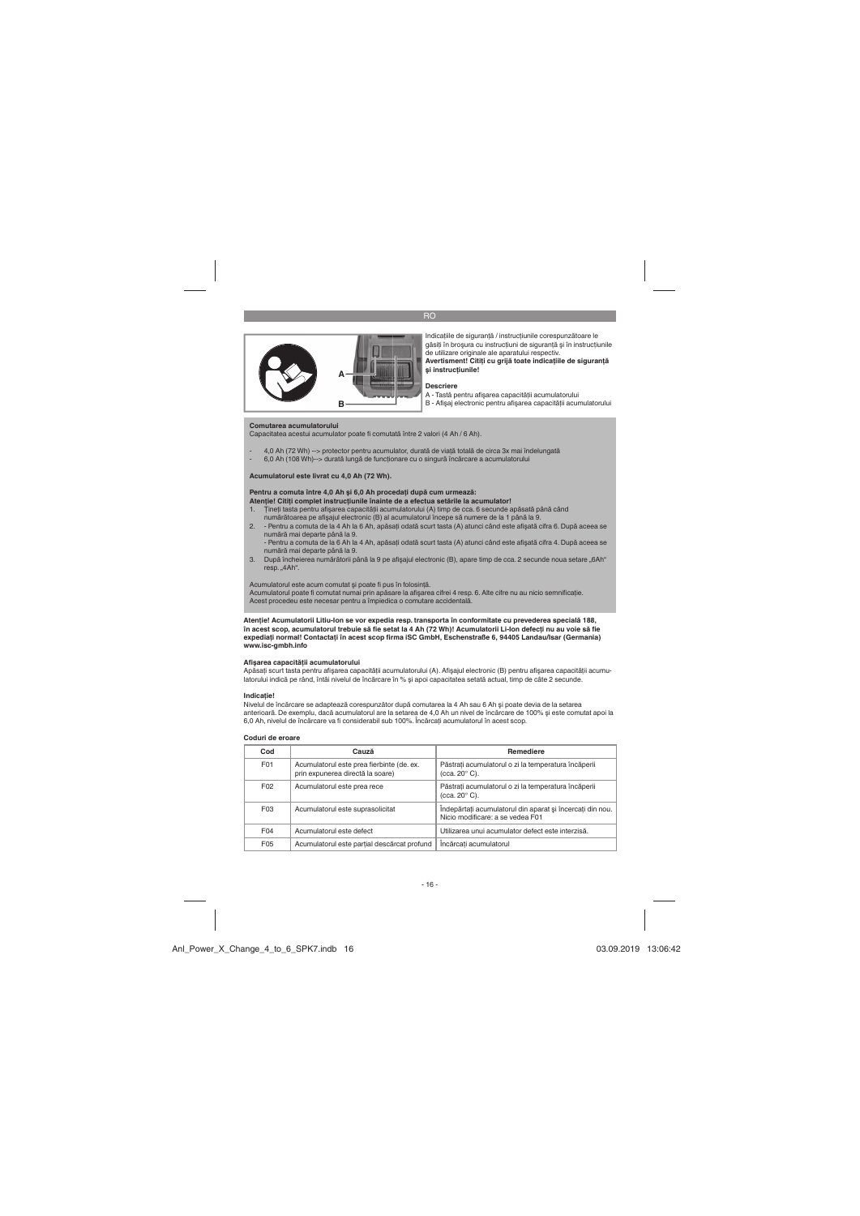Indicațiile de siguranță / instrucțiunile corespunzătoare le găsiți în broșura cu instrucțiuni de siguranță și în instrucțiunile de utilizare originale ale aparatului respectiv.
**Avertisment! Citiți cu grijă toate indicațiile de siguranță și instrucțiunile!**

**Descriere**

A - Tastă pentru afișarea capacității acumulatorului
B - Afișaj electronic pentru afișarea capacității acumulatorului

**Comutarea acumulatorului**

Capacitatea acestui acumulator poate fi comutată între 2 valori (4 Ah / 6 Ah).

- 4,0 Ah (72 Wh) --> protector pentru acumulator, durată de viață totală de circa 3x mai îndelungată
- 6,0 Ah (108 Wh)--> durată lungă de funcționare cu o singură încărcare a acumulatorului

**Acumulatorul este livrat cu 4,0 Ah (72 Wh).**

**Pentru a comuta între 4,0 Ah și 6,0 Ah procedați după cum urmează:**
**Atenție! Citiți complet instrucțiunile înainte de a efectua setările la acumulator!**

1. Țineți tasta pentru afișarea capacității acumulatorului (A) timp de cca. 6 secunde apăsată până când numărătoarea pe afișajul electronic (B) al acumulatorului începe să numere de la 1 până la 9.
2. - Pentru a comuta de la 4 Ah la 6 Ah, apăsați odată scurt tasta (A) atunci când este afișată cifra 6. După aceea se numără mai departe până la 9.
   - Pentru a comuta de la 6 Ah la 4 Ah, apăsați odată scurt tasta (A) atunci când este afișată cifra 4. După aceea se numără mai departe până la 9.
3. După încheierea numărătorii până la 9 pe afișajul electronic (B), apare timp de cca. 2 secunde noua setare „6Ah" resp. „4Ah".

Acumulatorul este acum comutat și poate fi pus în folosință.
Acumulatorul poate fi comutat numai prin apăsare la afișarea cifrei 4 resp. 6. Alte cifre nu au nicio semnificație.
Acest procedeu este necesar pentru a împiedica o comutare accidentală.

**Atenție! Acumulatorii Litiu-Ion se vor expedia resp. transporta în conformitate cu prevederea specială 188, în acest scop, acumulatorul trebuie să fie setat la 4 Ah (72 Wh)! Acumulatorii Li-Ion defecți nu au voie să fie expediați normal! Contactați în acest scop firma iSC GmbH, Eschenstraße 6, 94405 Landau/Isar (Germania) www.isc-gmbh.info**

**Afișarea capacității acumulatorului**

Apăsați scurt tasta pentru afișarea capacității acumulatorului (A). Afișajul electronic (B) pentru afișarea capacității acumulatorului indică pe rând, întâi nivelul de încărcare în % și apoi capacitatea setată actual, timp de câte 2 secunde.

**Indicație!**

Nivelul de încărcare se adaptează corespunzător după comutarea la 4 Ah sau 6 Ah și poate devia de la setarea anterioară. De exemplu, dacă acumulatorul are la setarea de 4,0 Ah un nivel de încărcare de 100% și este comutat apoi la 6,0 Ah, nivelul de încărcare va fi considerabil sub 100%. Încărcați acumulatorul în acest scop.

**Coduri de eroare**

| Cod | Cauză | Remediere |
|---|---|---|
| F01 | Acumulatorul este prea fierbinte (de. ex. prin expunerea directă la soare) | Păstrați acumulatorul o zi la temperatura încăperii (cca. 20° C). |
| F02 | Acumulatorul este prea rece | Păstrați acumulatorul o zi la temperatura încăperii (cca. 20° C). |
| F03 | Acumulatorul este suprasolicitat | Îndepărtați acumulatorul din aparat și încărcați din nou. Nicio modificare: a se vedea F01 |
| F04 | Acumulatorul este defect | Utilizarea unui acumulator defect este interzisă. |
| F05 | Acumulatorul este parțial descărcat profund | Încărcați acumulatorul |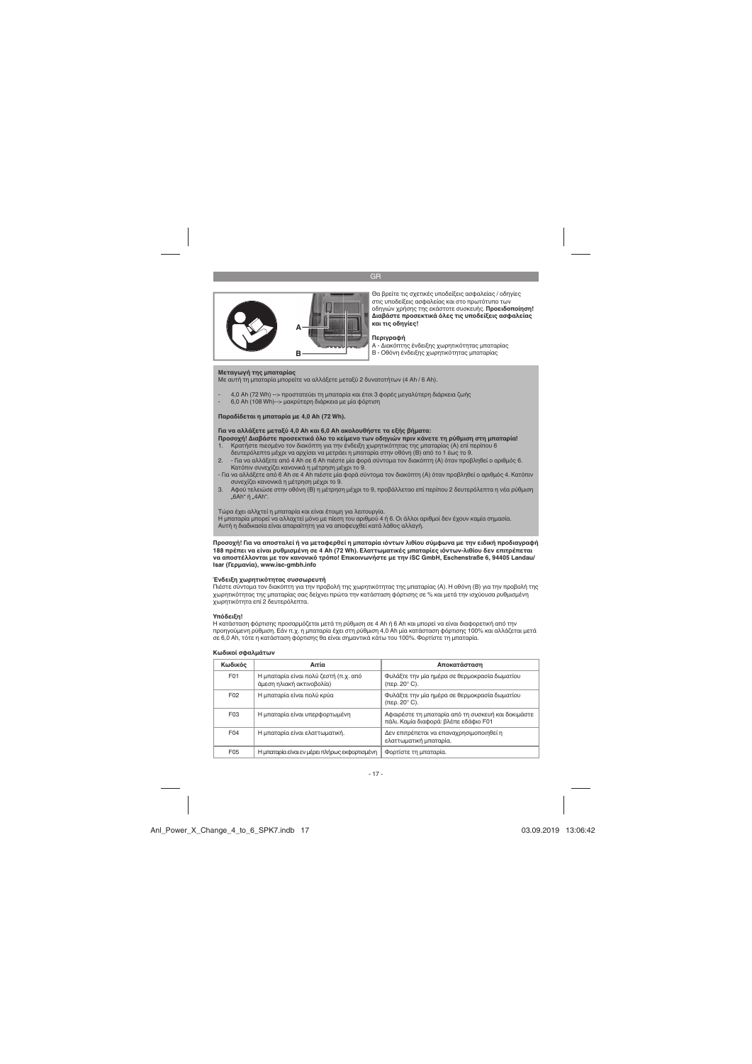GR

Θα βρείτε τις σχετικές υποδείξεις ασφαλείας / οδηγίες στις υποδείξεις ασφαλείας και στο πρωτότυπο των οδηγιών χρήσης της εκάστοτε συσκευής. **Προειδοποίηση! Διαβάστε προσεκτικά όλες τις υποδείξεις ασφαλείας και τις οδηγίες!**

**Περιγραφή**
A - Διακόπτης ένδειξης χωρητικότητας μπαταρίας
B - Οθόνη ένδειξης χωρητικότητας μπαταρίας

**Μεταγωγή της μπαταρίας**
Με αυτή τη μπαταρία μπορείτε να αλλάξετε μεταξύ 2 δυνατοτήτων (4 Ah / 6 Ah).

- 4,0 Ah (72 Wh) --> προστατεύει τη μπαταρία και έτσι 3 φορές μεγαλύτερη διάρκεια ζωής
- 6,0 Ah (108 Wh)--> μακρύτερη διάρκεια με μία φόρτιση

**Παραδίδεται η μπαταρία με 4,0 Ah (72 Wh).**

**Για να αλλάξετε μεταξύ 4,0 Ah και 6,0 Ah ακολουθήστε τα εξής βήματα:**
**Προσοχή! Διαβάστε προσεκτικά όλο το κείμενο των οδηγιών πριν κάνετε τη ρύθμιση στη μπαταρία!**

1. Κρατήστε πιεσμένο τον διακόπτη για την ένδειξη χωρητικότητας της μπαταρίας (A) επί περίπου 6 δευτερόλεπτα μέχρι να αρχίσει να μετράει η μπαταρία στην οθόνη (B) από το 1 έως το 9.
2. - Για να αλλάξετε από 4 Ah σε 6 Ah πιέστε μία φορά σύντομα τον διακόπτη (A) όταν προβληθεί ο αριθμός 6. Κατόπιν συνεχίζει κανονικά η μέτρηση μέχρι το 9.
   - Για να αλλάξετε από 6 Ah σε 4 Ah πιέστε μία φορά σύντομα τον διακόπτη (A) όταν προβληθεί ο αριθμός 4. Κατόπιν συνεχίζει κανονικά η μέτρηση μέχρι το 9.
3. Αφού τελειώσει στην οθόνη (B) η μέτρηση μέχρι το 9, προβάλλεται επί περίπου 2 δευτερόλεπτα η νέα ρύθμιση „6Ah" ή „4Ah".

Τώρα έχει αλλαχτεί η μπαταρία και είναι έτοιμη για λειτουργία.
Η μπαταρία μπορεί να αλλαχτεί μόνο με πίεση του αριθμού 4 ή 6. Οι άλλοι αριθμοί δεν έχουν καμία σημασία.
Αυτή η διαδικασία είναι απαραίτητη για να αποφευχθεί κατά λάθος αλλαγή.

**Προσοχή! Για να αποσταλεί ή να μεταφερθεί η μπαταρία ιόντων λιθίου σύμφωνα με την ειδική προδιαγραφή 188 πρέπει να είναι ρυθμισμένη σε 4 Ah (72 Wh). Ελαττωματικές μπαταρίες ιόντων-λιθίου δεν επιτρέπεται να αποστέλλονται με τον κανονικό τρόπο! Επικοινωνήστε με την iSC GmbH, Eschenstraße 6, 94405 Landau/ Isar (Γερμανία), www.isc-gmbh.info**

**Ένδειξη χωρητικότητας συσσωρευτή**
Πιέστε σύντομα τον διακόπτη για την προβολή της χωρητικότητας της μπαταρίας (A). Η οθόνη (B) για την προβολή της χωρητικότητας της μπαταρίας σας δείχνει πρώτα την κατάσταση φόρτισης σε % και μετά την ισχύουσα ρυθμισμένη χωρητικότητα επί 2 δευτερόλεπτα.

**Υπόδειξη!**
Η κατάσταση φόρτισης προσαρμόζεται μετά τη ρύθμιση σε 4 Ah ή 6 Ah και μπορεί να είναι διαφορετική από την προηγούμενη ρύθμιση. Εάν π.χ. η μπαταρία έχει στη ρύθμιση 4,0 Ah μία κατάσταση φόρτισης 100% και αλλάζεται μετά σε 6,0 Ah, τότε η κατάσταση φόρτισης θα είναι σημαντικά κάτω του 100%. Φορτίστε τη μπαταρία.

**Κωδικοί σφαλμάτων**

| Κωδικός | Αιτία | Αποκατάσταση |
|---|---|---|
| F01 | Η μπαταρία είναι πολύ ζεστή (π.χ. από άμεση ηλιακή ακτινοβολία) | Φυλάξτε την μία ημέρα σε θερμοκρασία δωματίου (περ. 20° C). |
| F02 | Η μπαταρία είναι πολύ κρύα | Φυλάξτε την μία ημέρα σε θερμοκρασία δωματίου (περ. 20° C). |
| F03 | Η μπαταρία είναι υπερφορτωμένη | Αφαιρέστε τη μπαταρία από τη συσκευή και δοκιμάστε πάλι. Καμία διαφορά: βλέπε εδάφιο F01 |
| F04 | Η μπαταρία είναι ελαττωματική. | Δεν επιτρέπεται να επαναχρησιμοποιηθεί η ελαττωματική μπαταρία. |
| F05 | Η μπαταρία είναι εν μέρει πλήρως εκφορτισμένη | Φορτίστε τη μπαταρία. |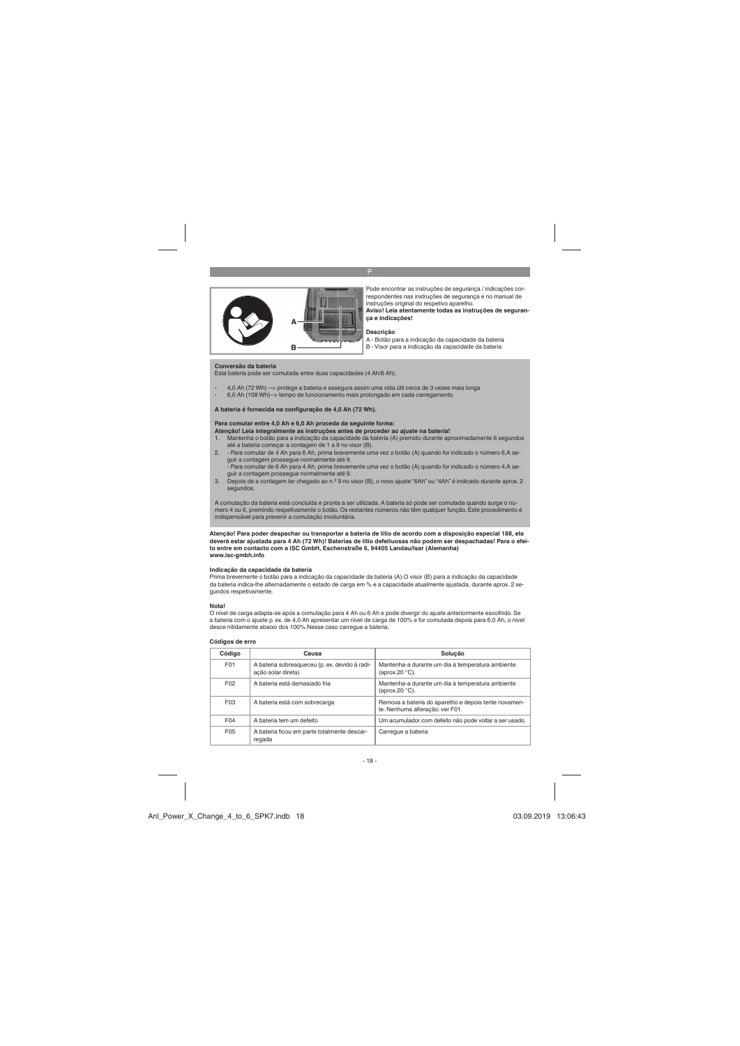Pode encontrar as instruções de segurança / indicações correspondentes nas instruções de segurança e no manual de instruções original do respetivo aparelho.

**Aviso! Leia atentamente todas as instruções de segurança e indicações!**

**Descrição**

A - Botão para a indicação da capacidade da bateria
B - Visor para a indicação da capacidade da bateria

**Conversão da bateria**

Esta bateria pode ser comutada entre duas capacidades (4 Ah/6 Ah).

- 4,0 Ah (72 Wh) --> protege a bateria e assegura assim uma vida útil cerca de 3 vezes mais longa
- 6,0 Ah (108 Wh)--> tempo de funcionamento mais prolongado em cada carregamento

**A bateria é fornecida na configuração de 4,0 Ah (72 Wh).**

**Para comutar entre 4,0 Ah e 6,0 Ah proceda da seguinte forma:**
**Atenção! Leia integralmente as instruções antes de proceder ao ajuste na bateria!**

1. Mantenha o botão para a indicação da capacidade da bateria (A) premido durante aproximadamente 6 segundos até a bateria começar a contagem de 1 a 9 no visor (B).
2. - Para comutar de 4 Ah para 6 Ah, prima brevemente uma vez o botão (A) quando for indicado o número 6.A seguir a contagem prossegue normalmente até 9.
   - Para comutar de 6 Ah para 4 Ah, prima brevemente uma vez o botão (A) quando for indicado o número 4.A seguir a contagem prossegue normalmente até 9.
3. Depois de a contagem ter chegado ao n.º 9 no visor (B), o novo ajuste "6Ah" ou "4Ah" é indicado durante aprox. 2 segundos.

A comutação da bateria está concluída e pronta a ser utilizada. A bateria só pode ser comutada quando surge o número 4 ou 6, premindo respetivamente o botão. Os restantes números não têm qualquer função. Este procedimento é indispensável para prevenir a comutação involuntária.

**Atenção! Para poder despachar ou transportar a bateria de lítio de acordo com a disposição especial 188, ela deverá estar ajustada para 4 Ah (72 Wh)! Baterias de lítio defeituosas não podem ser despachadas! Para o efeito entre em contacto com a iSC GmbH, Eschenstraße 6, 94405 Landau/Isar (Alemanha) www.isc-gmbh.info**

**Indicação da capacidade da bateria**

Prima brevemente o botão para a indicação da capacidade da bateria (A).O visor (B) para a indicação da capacidade da bateria indica-lhe alternadamente o estado de carga em % e a capacidade atualmente ajustada, durante aprox. 2 segundos respetivamente.

**Nota!**

O nível de carga adapta-se após a comutação para 4 Ah ou 6 Ah e pode divergir do ajuste anteriormente escolhido. Se a bateria com o ajuste p. ex. de 4,0 Ah apresentar um nível de carga de 100% e for comutada depois para 6,0 Ah, o nível desce nitidamente abaixo dos 100%.Nesse caso carregue a bateria.

**Códigos de erro**

| Código | Causa | Solução |
|---|---|---|
| F01 | A bateria sobreaqueceu (p. ex. devido à radiação solar direta) | Mantenha-a durante um dia à temperatura ambiente (aprox.20 °C). |
| F02 | A bateria está demasiado fria | Mantenha-a durante um dia à temperatura ambiente (aprox.20 °C). |
| F03 | A bateria está com sobrecarga | Remova a bateria do aparelho e depois tente novamente. Nenhuma alteração: ver F01 |
| F04 | A bateria tem um defeito | Um acumulador com defeito não pode voltar a ser usado. |
| F05 | A bateria ficou em parte totalmente descarregada | Carregue a bateria |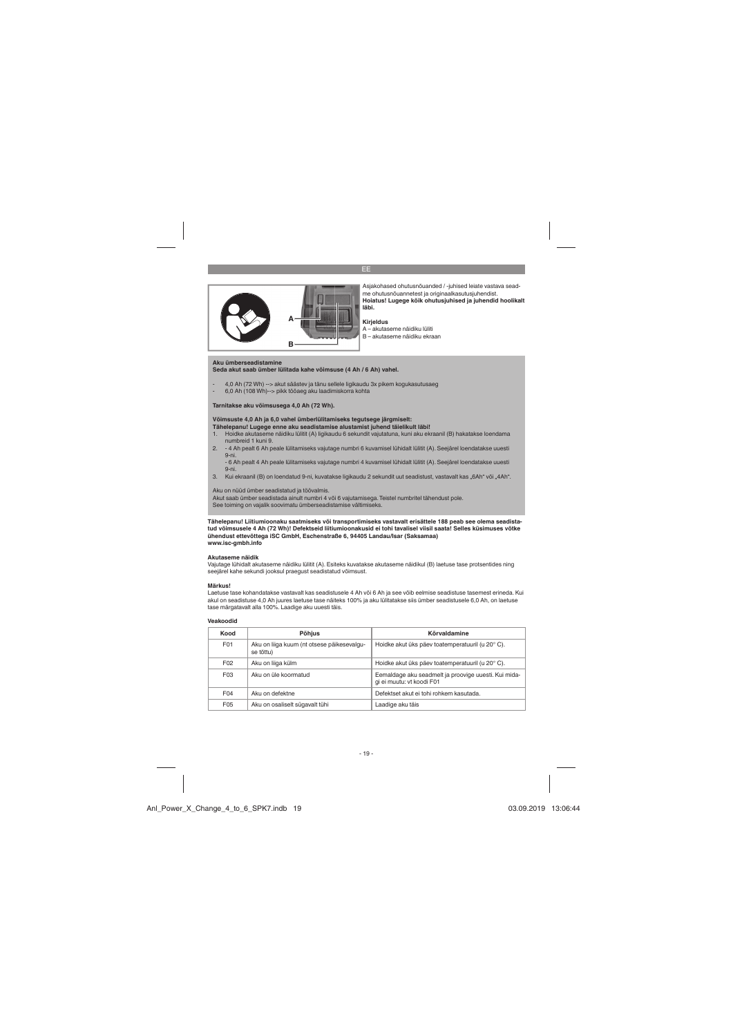EE

A
B

Asjakohased ohutusnõuanded / -juhised leiate vastava seadme ohutusnõuannetest ja originaalkasutusjuhendist.
**Hoiatus! Lugege kõik ohutusjuhised ja juhendid hoolikalt läbi.**

**Kirjeldus**
A – akutaseme näidiku lüliti
B – akutaseme näidiku ekraan

**Aku ümberseadistamine**
**Seda akut saab ümber lülitada kahe võimsuse (4 Ah / 6 Ah) vahel.**

- 4,0 Ah (72 Wh) --> akut säästev ja tänu sellele ligikaudu 3x pikem kogukasutusaeg
- 6,0 Ah (108 Wh)--> pikk tööaeg aku laadimiskorra kohta

**Tarnitakse aku võimsusega 4,0 Ah (72 Wh).**

**Võimsuste 4,0 Ah ja 6,0 vahel ümberlülitamiseks tegutsege järgmiselt:**
**Tähelepanu! Lugege enne aku seadistamise alustamist juhend täielikult läbi!**

1. Hoidke akutaseme näidiku lülitit (A) ligikaudu 6 sekundit vajutatuna, kuni aku ekraanil (B) hakatakse loendama numbreid 1 kuni 9.
2. - 4 Ah pealt 6 Ah peale lülitamiseks vajutage numbri 6 kuvamisel lühidalt lülitit (A). Seejärel loendatakse uuesti 9-ni.
   - 6 Ah pealt 4 Ah peale lülitamiseks vajutage numbri 4 kuvamisel lühidalt lülitit (A). Seejärel loendatakse uuesti 9-ni.
3. Kui ekraanil (B) on loendatud 9-ni, kuvatakse ligikaudu 2 sekundit uut seadistust, vastavalt kas „6Ah" või „4Ah".

Aku on nüüd ümber seadistatud ja töövalmis.
Akut saab ümber seadistada ainult numbri 4 või 6 vajutamisega. Teistel numbritel tähendust pole.
See toiming on vajalik soovimatu ümberseadistamise vältimiseks.

**Tähelepanu! Liitiumioonaku saatmiseks või transportimiseks vastavalt erisättele 188 peab see olema seadistatud võimsusele 4 Ah (72 Wh)! Defektseid liitiumioonakusid ei tohi tavalisel viisil saata! Selles küsimuses võtke ühendust ettevõttega iSC GmbH, Eschenstraße 6, 94405 Landau/Isar (Saksamaa)**
**www.isc-gmbh.info**

**Akutaseme näidik**
Vajutage lühidalt akutaseme näidiku lülitit (A). Esiteks kuvatakse akutaseme näidikul (B) laetuse tase protsentides ning seejärel kahe sekundi jooksul praegust seadistatud võimsust.

**Märkus!**
Laetuse tase kohandatakse vastavalt kas seadistusele 4 Ah või 6 Ah ja see võib eelmise seadistuse tasemest erineda. Kui akul on seadistuse 4,0 Ah juures laetuse tase näiteks 100% ja aku lülitatakse siis ümber seadistusele 6,0 Ah, on laetuse tase märgatavalt alla 100%. Laadige aku uuesti täis.

**Veakoodid**

| Kood | Põhjus | Kõrvaldamine |
|---|---|---|
| F01 | Aku on liiga kuum (nt otsese päikesevalguse tõttu) | Hoidke akut üks päev toatemperatuuril (u 20° C). |
| F02 | Aku on liiga külm | Hoidke akut üks päev toatemperatuuril (u 20° C). |
| F03 | Aku on üle koormatud | Eemaldage aku seadmelt ja proovige uuesti. Kui midagi ei muutu: vt koodi F01 |
| F04 | Aku on defektne | Defektset akut ei tohi rohkem kasutada. |
| F05 | Aku on osaliselt sügavalt tühi | Laadige aku täis |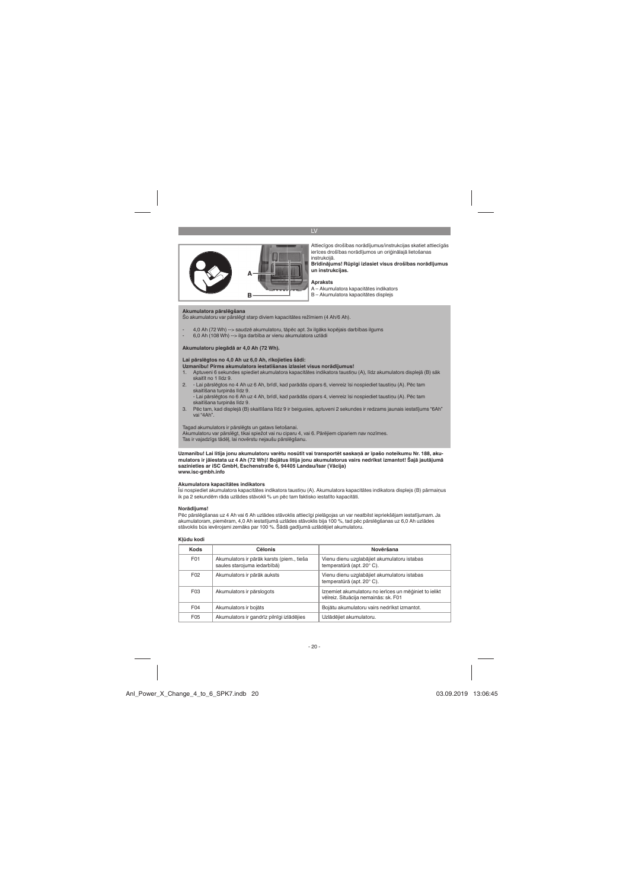Attiecīgos drošības norādījumus/instrukcijas skatiet attiecīgās ierīces drošības norādījumos un oriģinālajā lietošanas instrukcijā.
**Brīdinājums! Rūpīgi izlasiet visus drošības norādījumus un instrukcijas.**

**Apraksts**
A – Akumulatora kapacitātes indikators
B – Akumulatora kapacitātes displejs

**Akumulatora pārslēgšana**
Šo akumulatoru var pārslēgt starp diviem kapacitātes režīmiem (4 Ah/6 Ah).

- 4,0 Ah (72 Wh) --> saudzē akumulatoru, tāpēc apt. 3x ilgāks kopējais darbības ilgums
- 6,0 Ah (108 Wh) --> ilga darbība ar vienu akumulatora uzlādi

**Akumulatoru piegādā ar 4,0 Ah (72 Wh).**

**Lai pārslēgtos no 4,0 Ah uz 6,0 Ah, rīkojieties šādi:**
**Uzmanību! Pirms akumulatora iestatīšanas izlasiet visus norādījumus!**

1. Aptuveni 6 sekundes spiediet akumulatora kapacitātes indikatora taustiņu (A), līdz akumulators displejā (B) sāk skaitīt no 1 līdz 9.
2. - Lai pārslēgtos no 4 Ah uz 6 Ah, brīdī, kad parādās cipars 6, vienreiz īsi nospiediet taustiņu (A). Pēc tam skaitīšana turpinās līdz 9.
   - Lai pārslēgtos no 6 Ah uz 4 Ah, brīdī, kad parādās cipars 4, vienreiz īsi nospiediet taustiņu (A). Pēc tam skaitīšana turpinās līdz 9.
3. Pēc tam, kad displejā (B) skaitīšana līdz 9 ir beigusies, aptuveni 2 sekundes ir redzams jaunais iestatījums "6Ah" vai "4Ah".

Tagad akumulators ir pārslēgts un gatavs lietošanai.
Akumulatoru var pārslēgt, tikai spiežot vai nu ciparu 4, vai 6. Pārējiem cipariem nav nozīmes.
Tas ir vajadzīgs tādēļ, lai novērstu nejaušu pārslēgšanu.

**Uzmanību! Lai litija jonu akumulatoru varētu nosūtīt vai transportēt saskaņā ar īpašo noteikumu Nr. 188, akumulators ir jāiestata uz 4 Ah (72 Wh)! Bojātus litija jonu akumulatorus vairs nedrīkst izmantot! Šajā jautājumā sazinieties ar iSC GmbH, Eschenstraße 6, 94405 Landau/Isar (Vācija)**
**www.isc-gmbh.info**

**Akumulatora kapacitātes indikators**
Īsi nospiediet akumulatora kapacitātes indikatora taustiņu (A). Akumulatora kapacitātes indikatora displejs (B) pārmaiņus ik pa 2 sekundēm rāda uzlādes stāvokli % un pēc tam faktisko iestatīto kapacitāti.

**Norādījums!**
Pēc pārslēgšanas uz 4 Ah vai 6 Ah uzlādes stāvoklis attiecīgi pielāgojas un var neatbilst iepriekšējam iestatījumam. Ja akumulatoram, piemēram, 4,0 Ah iestatījumā uzlādes stāvoklis bija 100 %, tad pēc pārslēgšanas uz 6,0 Ah uzlādes stāvoklis būs ievērojami zemāks par 100 %. Šādā gadījumā uzlādējiet akumulatoru.

**Kļūdu kodi**

| Kods | Cēlonis | Novēršana |
|---|---|---|
| F01 | Akumulators ir pārāk karsts (piem., tieša saules starojuma iedarbībā) | Vienu dienu uzglabājiet akumulatoru istabas temperatūrā (apt. 20° C). |
| F02 | Akumulators ir pārāk auksts | Vienu dienu uzglabājiet akumulatoru istabas temperatūrā (apt. 20° C). |
| F03 | Akumulators ir pārslogots | Izņemiet akumulatoru no ierīces un mēģiniet to ielikt vēlreiz. Situācija nemainās: sk. F01 |
| F04 | Akumulators ir bojāts | Bojātu akumulatoru vairs nedrīkst izmantot. |
| F05 | Akumulators ir gandrīz pilnīgi izlādējies | Uzlādējiet akumulatoru. |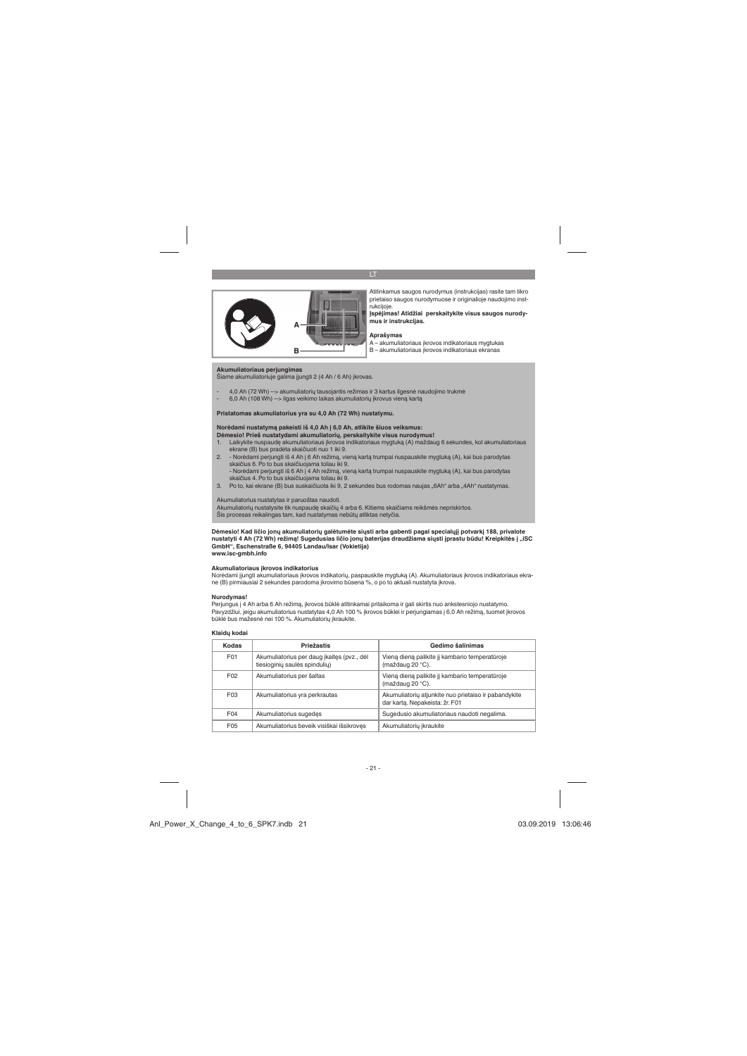Atitinkamus saugos nurodymus (instrukcijas) rasite tam tikro prietaiso saugos nurodymuose ir originalioje naudojimo instrukcijoje.

**Įspėjimas! Atidžiai perskaitykite visus saugos nurodymus ir instrukcijas.**

**Aprašymas**

A – akumuliatoriaus įkrovos indikatoriaus mygtukas
B – akumuliatoriaus įkrovos indikatoriaus ekranas

**Akumuliatoriaus perjungimas**

Šiame akumuliatoriuje galima įjungti 2 (4 Ah / 6 Ah) įkrovas.

- 4,0 Ah (72 Wh) --> akumuliatorių tausojantis režimas ir 3 kartus ilgesnė naudojimo trukmė
- 6,0 Ah (108 Wh) --> ilgas veikimo laikas akumuliatorių įkrovus vieną kartą

**Pristatomas akumuliatorius yra su 4,0 Ah (72 Wh) nustatymu.**

**Norėdami nustatymą pakeisti iš 4,0 Ah į 6,0 Ah, atlikite šiuos veiksmus:**
**Dėmesio! Prieš nustatydami akumuliatorių, perskaitykite visus nurodymus!**

1. Laikykite nuspaudę akumuliatoriaus įkrovos indikatoriaus mygtuką (A) maždaug 6 sekundes, kol akumuliatoriaus ekrane (B) bus pradėta skaičiuoti nuo 1 iki 9.
2. - Norėdami perjungti iš 4 Ah į 6 Ah režimą, vieną kartą trumpai nuspauskite mygtuką (A), kai bus parodytas skaičius 6. Po to bus skaičiuojama toliau iki 9.
   - Norėdami perjungti iš 6 Ah į 4 Ah režimą, vieną kartą trumpai nuspauskite mygtuką (A), kai bus parodytas skaičius 4. Po to bus skaičiuojama toliau iki 9.
3. Po to, kai ekrane (B) bus suskaičiuota iki 9, 2 sekundes bus rodomas naujas „6Ah“ arba „4Ah“ nustatymas.

Akumuliatorius nustatytas ir paruoštas naudoti.
Akumuliatorių nustatysite tik nuspaudę skaičių 4 arba 6. Kitiems skaičiams reikšmės nepriskirtos.
Šis procesas reikalingas tam, kad nustatymas nebūtų atliktas netyčia.

**Dėmesio! Kad ličio jonų akumuliatorių galėtumėte siųsti arba gabenti pagal specialųjį potvarkį 188, privalote nustatyti 4 Ah (72 Wh) režimą! Sugedusias ličio jonų baterijas draudžiama siųsti įprastu būdu! Kreipkitės į „iSC GmbH“, Eschenstraße 6, 94405 Landau/Isar (Vokietija) www.isc-gmbh.info**

**Akumuliatoriaus įkrovos indikatorius**

Norėdami įjungti akumuliatoriaus įkrovos indikatorių, paspauskite mygtuką (A). Akumuliatoriaus įkrovos indikatoriaus ekrane (B) pirmiausiai 2 sekundes parodoma įkrovimo būsena %, o po to aktuali nustatyta įkrova.

**Nurodymas!**

Perjungus į 4 Ah arba 6 Ah režimą, įkrovos būklė atitinkamai pritaikoma ir gali skirtis nuo ankstesniojo nustatymo. Pavyzdžiui, jeigu akumuliatorius nustatytas 4,0 Ah 100 % įkrovos būklei ir perjungiamas į 6,0 Ah režimą, tuomet įkrovos būklė bus mažesnė nei 100 %. Akumuliatorių įkraukite.

**Klaidų kodai**

| Kodas | Priežastis | Gedimo šalinimas |
|---|---|---|
| F01 | Akumuliatorius per daug įkaitęs (pvz., dėl tiesioginių saulės spindulių) | Vieną dieną palikite jį kambario temperatūroje (maždaug 20 °C). |
| F02 | Akumuliatorius per šaltas | Vieną dieną palikite jį kambario temperatūroje (maždaug 20 °C). |
| F03 | Akumuliatorius yra perkrautas | Akumuliatorių atjunkite nuo prietaiso ir pabandykite dar kartą. Nepakeista: žr. F01 |
| F04 | Akumuliatorius sugedęs | Sugedusio akumuliatoriaus naudoti negalima. |
| F05 | Akumuliatorius beveik visiškai išsikrovęs | Akumuliatorių įkraukite |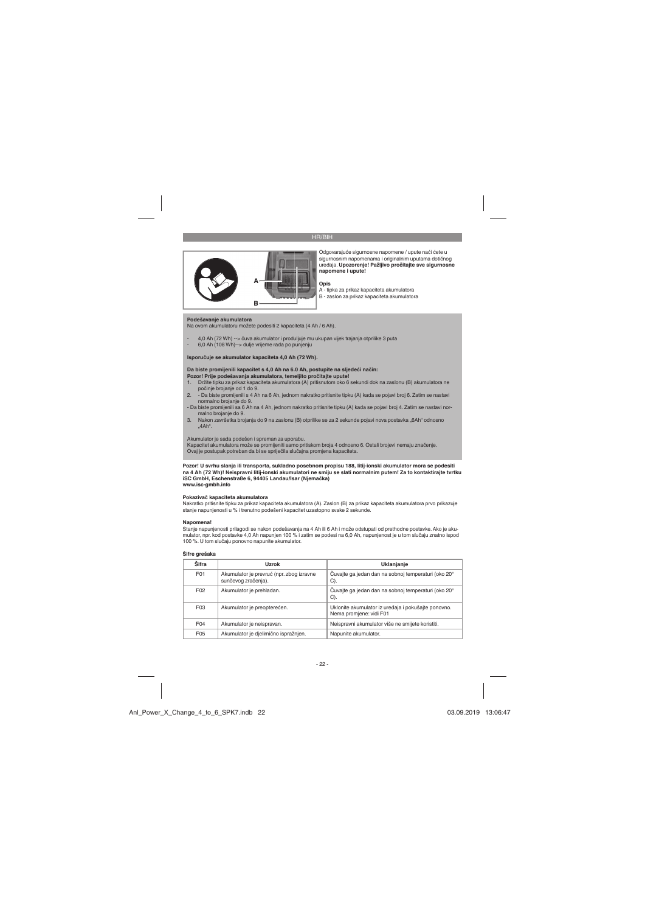Odgovarajuće sigurnosne napomene / upute naći ćete u sigurnosnim napomenama i originalnim uputama dotičnog uređaja. **Upozorenje! Pažljivo pročitajte sve sigurnosne napomene i upute!**

**Opis**

A - tipka za prikaz kapaciteta akumulatora

B - zaslon za prikaz kapaciteta akumulatora

**Podešavanje akumulatora**

Na ovom akumulatoru možete podesiti 2 kapaciteta (4 Ah / 6 Ah).

- 4,0 Ah (72 Wh) --> čuva akumulator i produljuje mu ukupan vijek trajanja otprilike 3 puta
- 6,0 Ah (108 Wh)--> dulje vrijeme rada po punjenju

**Isporučuje se akumulator kapaciteta 4,0 Ah (72 Wh).**

**Da biste promijenili kapacitet s 4,0 Ah na 6.0 Ah, postupite na sljedeći način:**
**Pozor! Prije podešavanja akumulatora, temeljito pročitajte upute!**

1. Držite tipku za prikaz kapaciteta akumulatora (A) pritisnutom oko 6 sekundi dok na zaslonu (B) akumulatora ne počinje brojanje od 1 do 9.
2. - Da biste promijenili s 4 Ah na 6 Ah, jednom nakratko pritisnite tipku (A) kada se pojavi broj 6. Zatim se nastavi normalno brojanje do 9.
   - Da biste promijenili sa 6 Ah na 4 Ah, jednom nakratko pritisnite tipku (A) kada se pojavi broj 4. Zatim se nastavi normalno brojanje do 9.
3. Nakon završetka brojanja do 9 na zaslonu (B) otprilike se za 2 sekunde pojavi nova postavka „6Ah" odnosno „4Ah".

Akumulator je sada podešen i spreman za uporabu.
Kapacitet akumulatora može se promijeniti samo pritiskom broja 4 odnosno 6. Ostali brojevi nemaju značenje.
Ovaj je postupak potreban da bi se spriječila slučajna promjena kapaciteta.

**Pozor! U svrhu slanja ili transporta, sukladno posebnom propisu 188, litij-ionski akumulator mora se podesiti na 4 Ah (72 Wh)! Neispravni litij-ionski akumulatori ne smiju se slati normalnim putem! Za to kontaktirajte tvrtku iSC GmbH, Eschenstraße 6, 94405 Landau/Isar (Njemačka)**
**www.isc-gmbh.info**

**Pokazivač kapaciteta akumulatora**

Nakratko pritisnite tipku za prikaz kapaciteta akumulatora (A). Zaslon (B) za prikaz kapaciteta akumulatora prvo prikazuje stanje napunjenosti u % i trenutno podešeni kapacitet uzastopno svake 2 sekunde.

**Napomena!**

Stanje napunjenosti prilagodi se nakon podešavanja na 4 Ah ili 6 Ah i može odstupati od prethodne postavke. Ako je akumulator, npr. kod postavke 4,0 Ah napunjen 100 % i zatim se podesi na 6,0 Ah, napunjenost je u tom slučaju znatno ispod 100 %. U tom slučaju ponovno napunite akumulator.

**Šifre grešaka**

| Šifra | Uzrok | Uklanjanje |
|---|---|---|
| F01 | Akumulator je prevruć (npr. zbog izravne sunčevog zračenja). | Čuvajte ga jedan dan na sobnoj temperaturi (oko 20° C). |
| F02 | Akumulator je prehladan. | Čuvajte ga jedan dan na sobnoj temperaturi (oko 20° C). |
| F03 | Akumulator je preopterećen. | Uklonite akumulator iz uređaja i pokušajte ponovno. Nema promjene: vidi F01 |
| F04 | Akumulator je neispravan. | Neispravni akumulator više ne smijete koristiti. |
| F05 | Akumulator je djelimično ispražnjen. | Napunite akumulator. |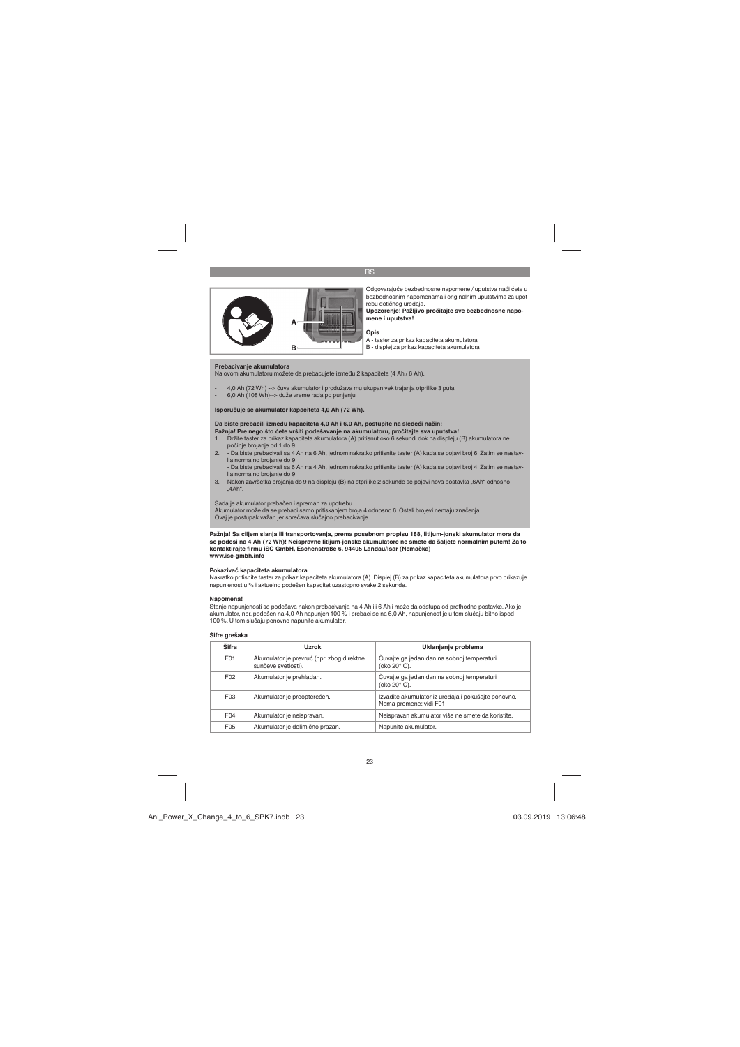RS

A

B

Odgovarajuće bezbednosne napomene / uputstva naći ćete u bezbednosnim napomenama i originalnim uputstvima za upotrebu dotičnog uređaja.
**Upozorenje! Pažljivo pročitajte sve bezbednosne napomene i uputstva!**

**Opis**

A - taster za prikaz kapaciteta akumulatora
B - displej za prikaz kapaciteta akumulatora

**Prebacivanje akumulatora**

Na ovom akumulatoru možete da prebacujete između 2 kapaciteta (4 Ah / 6 Ah).

- 4,0 Ah (72 Wh) --> čuva akumulator i produžava mu ukupan vek trajanja otprilike 3 puta
- 6,0 Ah (108 Wh)--> duže vreme rada po punjenju

**Isporučuje se akumulator kapaciteta 4,0 Ah (72 Wh).**

**Da biste prebacili između kapaciteta 4,0 Ah i 6.0 Ah, postupite na sledeći način:**
**Pažnja! Pre nego što ćete vršiti podešavanje na akumulatoru, pročitajte sva uputstva!**

1. Držite taster za prikaz kapaciteta akumulatora (A) pritisnut oko 6 sekundi dok na displeju (B) akumulatora ne počinje brojanje od 1 do 9.
2. - Da biste prebacivali sa 4 Ah na 6 Ah, jednom nakratko pritisnite taster (A) kada se pojavi broj 6. Zatim se nastavlja normalno brojanje do 9.
   - Da biste prebacivali sa 6 Ah na 4 Ah, jednom nakratko pritisnite taster (A) kada se pojavi broj 4. Zatim se nastavlja normalno brojanje do 9.
3. Nakon završetka brojanja do 9 na displeju (B) na otprilike 2 sekunde se pojavi nova postavka „6Ah" odnosno „4Ah".

Sada je akumulator prebačen i spreman za upotrebu.
Akumulator može da se prebaci samo pritiskanjem broja 4 odnosno 6. Ostali brojevi nemaju značenja.
Ovaj je postupak važan jer sprečava slučajno prebacivanje.

**Pažnja! Sa ciljem slanja ili transportovanja, prema posebnom propisu 188, litijum-jonski akumulator mora da se podesi na 4 Ah (72 Wh)! Neispravne litijum-jonske akumulatore ne smete da šaljete normalnim putem! Za to kontaktirajte firmu iSC GmbH, Eschenstraße 6, 94405 Landau/Isar (Nemačka)**
**www.isc-gmbh.info**

**Pokazivač kapaciteta akumulatora**

Nakratko pritisnite taster za prikaz kapaciteta akumulatora (A). Displej (B) za prikaz kapaciteta akumulatora prvo prikazuje napunjenost u % i aktuelno podešen kapacitet uzastopno svake 2 sekunde.

**Napomena!**

Stanje napunjenosti se podešava nakon prebacivanja na 4 Ah ili 6 Ah i može da odstupa od prethodne postavke. Ako je akumulator, npr. podešen na 4,0 Ah napunjen 100 % i prebaci se na 6,0 Ah, napunjenost je u tom slučaju bitno ispod 100 %. U tom slučaju ponovno napunite akumulator.

**Šifre grešaka**

| Šifra | Uzrok | Uklanjanje problema |
|---|---|---|
| F01 | Akumulator je prevruć (npr. zbog direktne sunčeve svetlosti). | Čuvajte ga jedan dan na sobnoj temperaturi (oko 20° C). |
| F02 | Akumulator je prehladan. | Čuvajte ga jedan dan na sobnoj temperaturi (oko 20° C). |
| F03 | Akumulator je preopterećen. | Izvadite akumulator iz uređaja i pokušajte ponovno. Nema promene: vidi F01. |
| F04 | Akumulator je neispravan. | Neispravan akumulator više ne smete da koristite. |
| F05 | Akumulator je delimično prazan. | Napunite akumulator. |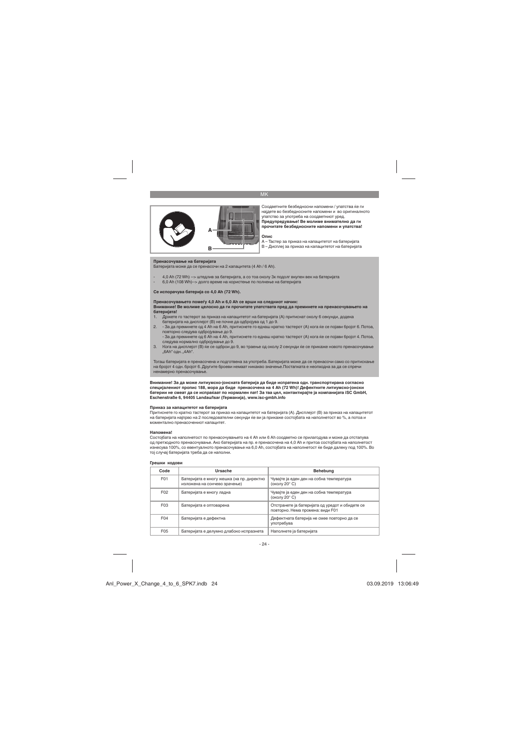MK

Соодветните безбедносни напомени / упатства ќе ги најдете во безбедносните напомени и во оригиналното упатство за употреба на соодветниот уред.
**Предупредување! Ве молиме внимателно да ги прочитате безбедносните напомени и упатства!**

**Опис**
A – Тастер за приказ на капацитетот на батеријата
B – Дисплеј за приказ на капацитетот на батеријата

**Пренасочување на батеријата**
Батеријата може да се пренасочи на 2 капацитета (4 Ah / 6 Ah).

- 4,0 Ah (72 Wh) --> штедлив за батеријата, а со тоа околу 3x подолг вкупен век на батеријата
- 6,0 Ah (108 Wh)--> долго време на користење по полнење на батеријата

**Се испорачува батерија со 4,0 Ah (72 Wh).**

**Пренасочувањето помеѓу 4,0 Ah и 6,0 Ah се врши на следниот начин:**
**Внимание! Ве молиме целосно да ги прочитате упатствата пред да преминете на пренасочувањето на батеријата!**

1. Држете го тастерот за приказ на капацитетот на батеријата (A) притиснат околу 6 секунди, додека батеријата на дисплејот (B) не почне да одбројува од 1 до 9.
2. - За да преминете од 4 Ah на 6 Ah, притиснете го еднаш кратко тастерот (A) кога ќе се појави бројот 6. Потоа, повторно следува одбројување до 9.
   - За да преминете од 6 Ah на 4 Ah, притиснете го еднаш кратко тастерот (A) кога ќе се појави бројот 4. Потоа, следува нормално одбројување до 9.
3. Кога на дисплејот (B) ќе се одброи до 9, во траење од околу 2 секунди ќе се прикаже новото пренасочување „6Ah" одн. „4Ah".

Тогаш батеријата е пренасочена и подготвена за употреба. Батеријата може да се пренасочи само со притискање на бројот 4 одн. бројот 6. Другите броеви немаат никакво значење.Постапката е неопходна за да се спречи ненамерно пренасочување.

**Внимание! За да може литиумско-јонската батерија да биде испратена одн. транспортирана согласно специјалениот пропис 188, мора да биде пренасочена на 4 Ah (72 Wh)! Дефектните литиумско-јонски батерии не смеат да се испраќаат по нормален пат! За таа цел, контактирајте ја компанијата iSC GmbH, Eschenstraße 6, 94405 Landau/Isar (Германија), www.isc-gmbh.info**

**Приказ за капацитетот на батеријата**
Притиснете го кратко тастерот за приказ на капацитетот на батеријата (A). Дисплејот (B) за приказ на капацитетот на батеријата најпрво на 2 последователни секунди ќе ви ја прикаже состојбата на наполнетост во %, а потоа и моментално пренасочениот капацитет.

**Напомена!**
Состојбата на наполнетост по пренасочувањето на 4 Ah или 6 Ah соодветно се прилагодува и може да отстапува од претходното пренасочување. Ако батеријата на пр. е пренасочена на 4,0 Ah и притоа состојбата на наполнетост изнесува 100%, со евентуалното пренасочување на 6,0 Ah, состојбата на наполнетост ќе биде далеку под 100%. Во тој случај батеријата треба да се наполни.

**Грешки кодови**

| Code | Ursache | Behebung |
|---|---|---|
| F01 | Батеријата е многу жешка (на пр. директно изложена на сончево зрачење) | Чувајте ја еден ден на собна температура (околу 20° C) |
| F02 | Батеријата е многу ладна | Чувајте ја еден ден на собна температура (околу 20° C) |
| F03 | Батеријата е оптоварена | Отстранете ја батеријата од уредот и обидете се повторно. Нема промена: види F01 |
| F04 | Батеријата е дефектна | Дефектната батерија не смее повторно да се употребува |
| F05 | Батеријата е делумно длабоко испразнета | Наполнете ја батеријата |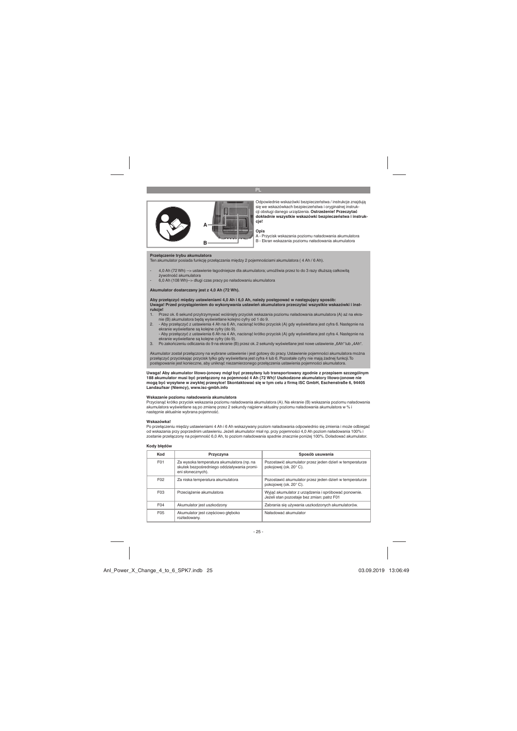Odpowiednie wskazówki bezpieczeństwa / instrukcje znajdują się we wskazówkach bezpieczeństwa i oryginalnej instrukcji obsługi danego urządzenia. **Ostrzeżenie! Przeczytać dokładnie wszystkie wskazówki bezpieczeństwa i instrukcje!**

**Opis**

A - Przycisk wskazania poziomu naładowania akumulatora
B - Ekran wskazania poziomu naładowania akumulatora

**Przełączenie trybu akumulatora**

Ten akumulator posiada funkcję przełączania między 2 pojemnościami akumulatora ( 4 Ah / 6 Ah).

- 4,0 Ah (72 Wh) --> ustawienie łagodniejsze dla akumulatora; umożliwia przez to do 3 razy dłuższą całkowitą żywotność akumulatora
- 6,0 Ah (108 Wh)--> długi czas pracy po naładowaniu akumulatora

**Akumulator dostarczany jest z 4,0 Ah (72 Wh).**

**Aby przełączyć między ustawieniami 4,0 Ah i 6,0 Ah, należy postępować w następujący sposób:**
**Uwaga! Przed przystąpieniem do wykonywania ustawień akumulatora przeczytać wszystkie wskazówki i instrukcje!**

1. Przez ok. 6 sekund przytrzymywać wciśnięty przycisk wskazania poziomu naładowania akumulatora (A) aż na ekranie (B) akumulatora będą wyświetlane kolejno cyfry od 1 do 9.
2. - Aby przełączyć z ustawienia 4 Ah na 6 Ah, nacisnąć krótko przycisk (A) gdy wyświetlana jest cyfra 6. Następnie na ekranie wyświetlane są kolejne cyfry (do 9).
   - Aby przełączyć z ustawienia 6 Ah na 4 Ah, nacisnąć krótko przycisk (A) gdy wyświetlana jest cyfra 4. Następnie na ekranie wyświetlane są kolejne cyfry (do 9).
3. Po zakończeniu odliczania do 9 na ekranie (B) przez ok. 2 sekundy wyświetlane jest nowe ustawienie „6Ah" lub „4Ah".

Akumulator został przełączony na wybrane ustawienie i jest gotowy do pracy. Ustawienie pojemności akumulatora można przełączyć przyciskając przycisk tylko gdy wyświetlana jest cyfra 4 lub 6. Pozostałe cyfry nie mają żadnej funkcji.To postępowanie jest konieczne, aby uniknąć niezamierzonego przełączenia ustawienia pojemności akumulatora.

**Uwaga! Aby akumulator litowo-jonowy mógł być przesyłany lub transportowany zgodnie z przepisem szczególnym 188 akumulator musi być przełączony na pojemność 4 Ah (72 Wh)! Uszkodzone akumulatory litowo-jonowe nie mogą być wysyłane w zwykłej przesyłce! Skontaktować się w tym celu z firmą iSC GmbH, Eschenstraße 6, 94405 Landau/Isar (Niemcy), www.isc-gmbh.info**

**Wskazanie poziomu naładowania akumulatora**

Przycisnąć krótko przycisk wskazania poziomu naładowania akumulatora (A). Na ekranie (B) wskazania poziomu naładowania akumulatora wyświetlane są po zmianę przez 2 sekundy najpierw aktualny poziomu naładowania akumulatora w % i następnie aktualnie wybrana pojemność.

**Wskazówka!**

Po przełączeniu między ustawieniami 4 Ah i 6 Ah wskazywany poziom naładowania odpowiednio się zmienia i może odbiegać od wskazania przy poprzednim ustawieniu. Jeżeli akumulator miał np. przy pojemności 4,0 Ah poziom naładowania 100% i zostanie przełączony na pojemność 6,0 Ah, to poziom naładowania spadnie znacznie poniżej 100%. Doładować akumulator.

**Kody błędów**

| Kod | Przyczyna | Sposób usuwania |
|---|---|---|
| F01 | Za wysoka temperatura akumulatora (np. na skutek bezpośredniego oddziaływania promieni słonecznych). | Pozostawić akumulator przez jeden dzień w temperaturze pokojowej (ok. 20° C). |
| F02 | Za niska temperatura akumulatora | Pozostawić akumulator przez jeden dzień w temperaturze pokojowej (ok. 20° C). |
| F03 | Przeciążenie akumulatora | Wyjąć akumulator z urządzenia i spróbować ponownie. Jeżeli stan pozostaje bez zmian: patrz F01 |
| F04 | Akumulator jest uszkodzony | Zabrania się używania uszkodzonych akumulatorów. |
| F05 | Akumulator jest częściowo głęboko rozładowany. | Naładować akumulator |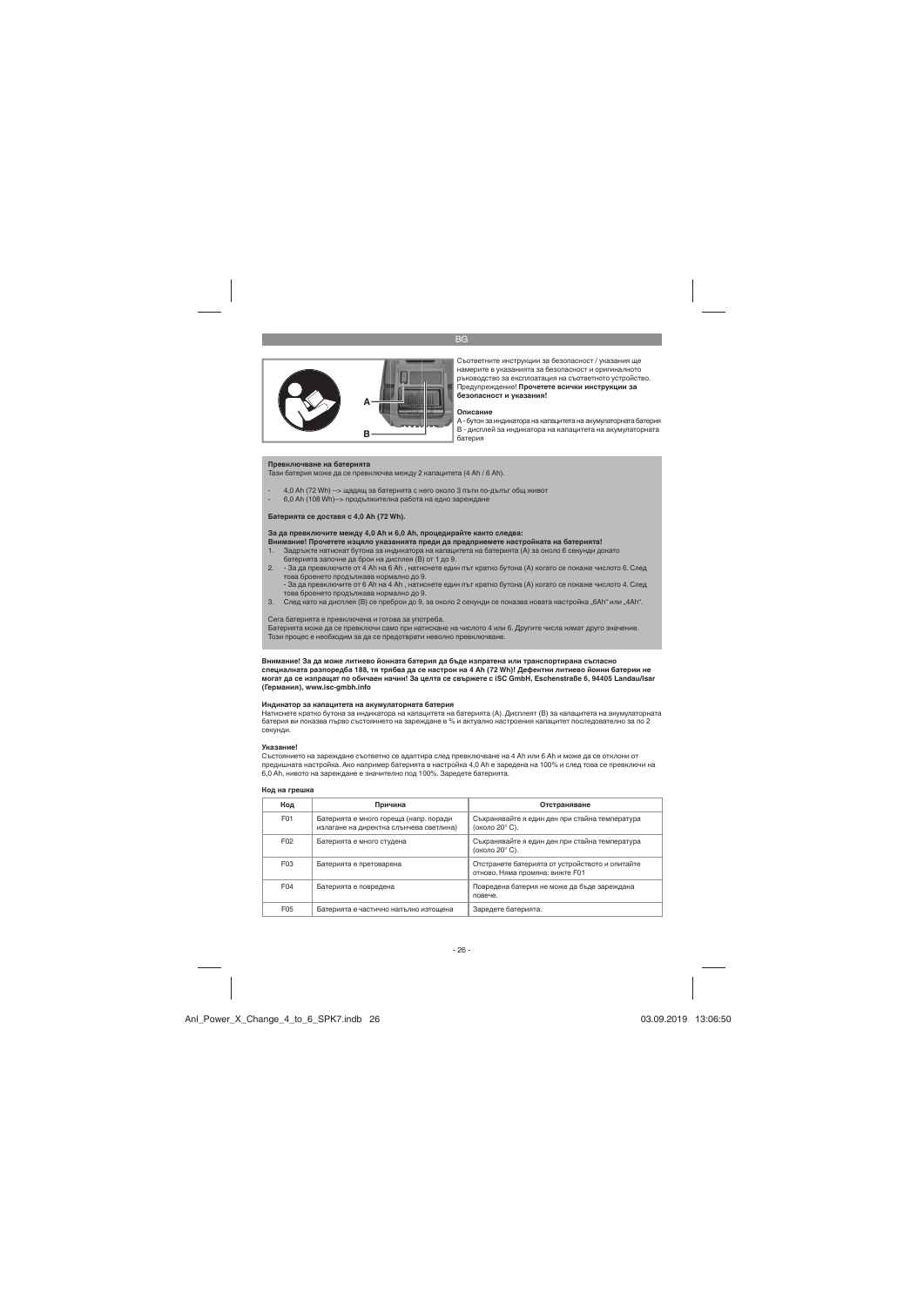Съответните инструкции за безопасност / указания ще намерите в указанията за безопасност и оригиналното ръководство за експлоатация на съответното устройство. Предупреждение! **Прочетете всички инструкции за безопасност и указания!**

**Описание**

A - бутон за индикатора на капацитета на акумулаторната батерия
B - дисплей за индикатора на капацитета на акумулаторната батерия

**Превключване на батерията**

Тази батерия може да се превключва между 2 капацитета (4 Ah / 6 Ah).

- 4,0 Ah (72 Wh) --> щадящ за батерията с него около 3 пъти по-дълъг общ живот
- 6,0 Ah (108 Wh)--> продължителна работа на едно зареждане

**Батерията се доставя с 4,0 Ah (72 Wh).**

**За да превключите между 4,0 Ah и 6,0 Ah, процедирайте както следва:**
**Внимание! Прочетете изцяло указанията преди да предприемете настройката на батерията!**

1. Задръжте натиснат бутона за индикатора на капацитета на батерията (A) за около 6 секунди докато батерията започне да брои на дисплея (B) от 1 до 9.
2. - За да превключите от 4 Ah на 6 Ah , натиснете един път кратко бутона (A) когато се покаже числото 6. След това броенето продължава нормално до 9.
   - За да превключите от 6 Ah на 4 Ah , натиснете един път кратко бутона (A) когато се покаже числото 4. След това броенето продължава нормално до 9.
3. След като на дисплея (B) се преброи до 9, за около 2 секунди се показва новата настройка „6Ah“ или „4Ah“.

Сега батерията е превключена и готова за употреба.
Батерията може да се превключи само при натискане на числото 4 или 6. Другите числа нямат друго значение. Този процес е необходим за да се предотврати неволно превключване.

**Внимание! За да може литиево йонната батерия да бъде изпратена или транспортирана съгласно специалната разпоредба 188, тя трябва да се настрои на 4 Ah (72 Wh)! Дефектни литиево йонни батерии не могат да се изпращат по обичаен начин! За целта се свържете с iSC GmbH, Eschenstraße 6, 94405 Landau/Isar (Германия), www.isc-gmbh.info**

**Индикатор за капацитета на акумулаторната батерия**

Натиснете кратко бутона за индикатора на капацитета на батерията (A). Дисплеят (B) за капацитета на акумулаторната батерия ви показва първо състоянието на зареждане в % и актуално настроения капацитет последователно за по 2 секунди.

**Указание!**

Състоянието на зареждане съответно се адаптира след превключване на 4 Ah или 6 Ah и може да се отклони от предишната настройка. Ако например батерията в настройка 4,0 Ah е заредена на 100% и след това се превключи на 6,0 Ah, нивото на зареждане е значително под 100%. Заредете батерията.

**Код на грешка**

| Код | Причина | Отстраняване |
|---|---|---|
| F01 | Батерията е много гореща (напр. поради излагане на директна слънчева светлина) | Съхранявайте я един ден при стайна температура (около 20° C). |
| F02 | Батерията е много студена | Съхранявайте я един ден при стайна температура (около 20° C). |
| F03 | Батерията е претоварена | Отстранете батерията от устройството и опитайте отново. Няма промяна: вижте F01 |
| F04 | Батерията е повредена | Повредена батерия не може да бъде зареждана повече. |
| F05 | Батерията е частично напълно изтощена | Заредете батерията. |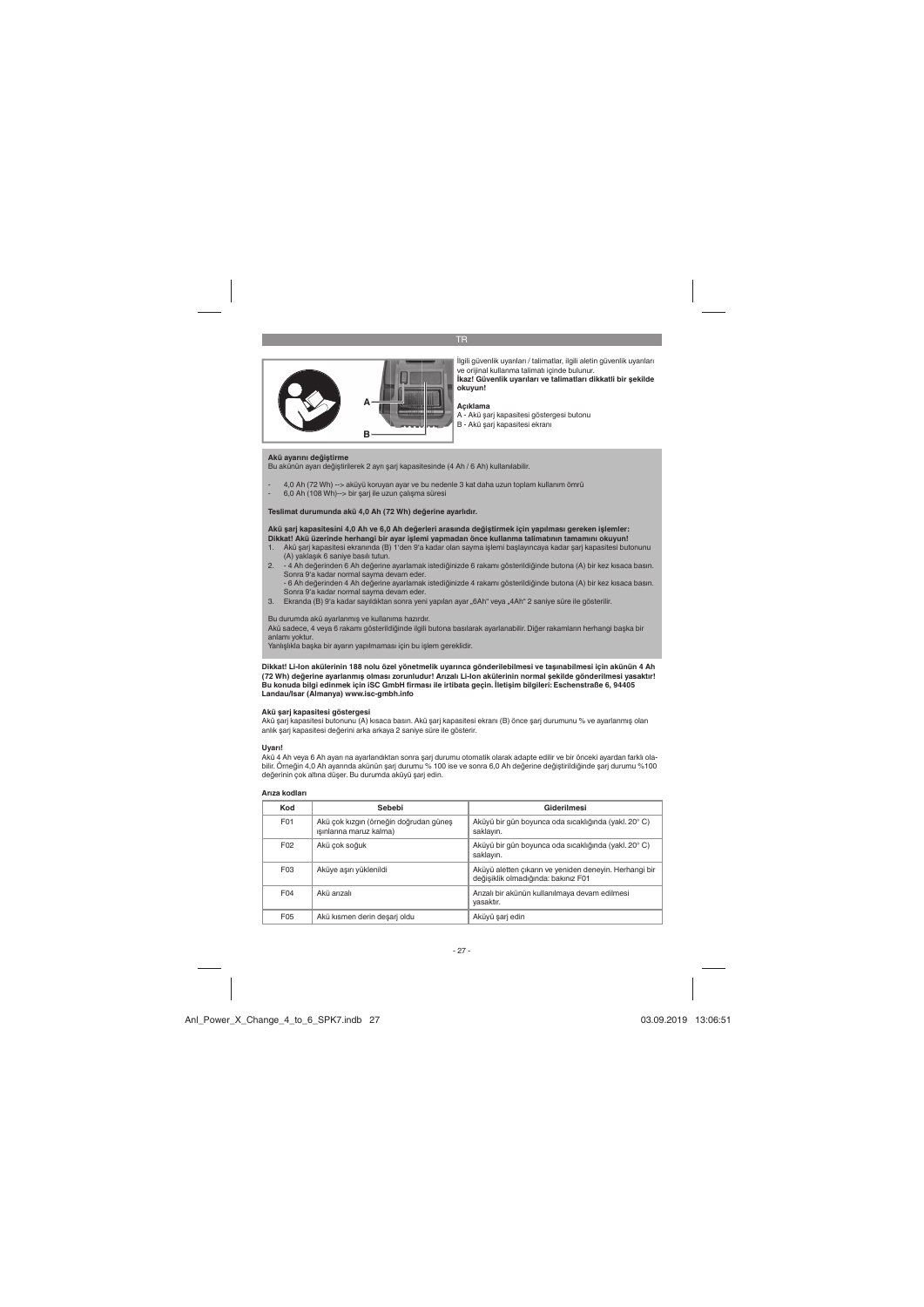İlgili güvenlik uyarıları / talimatlar, ilgili aletin güvenlik uyarıları ve orijinal kullanma talimatı içinde bulunur.
**İkaz! Güvenlik uyarıları ve talimatları dikkatli bir şekilde okuyun!**

**Açıklama**
A - Akü şarj kapasitesi göstergesi butonu
B - Akü şarj kapasitesi ekranı

**Akü ayarını değiştirme**
Bu akünün ayarı değiştirilerek 2 ayrı şarj kapasitesinde (4 Ah / 6 Ah) kullanılabilir.

- 4,0 Ah (72 Wh) --> aküyü koruyan ayar ve bu nedenle 3 kat daha uzun toplam kullanım ömrü
- 6,0 Ah (108 Wh)--> bir şarj ile uzun çalışma süresi

**Teslimat durumunda akü 4,0 Ah (72 Wh) değerine ayarlıdır.**

**Akü şarj kapasitesini 4,0 Ah ve 6,0 Ah değerleri arasında değiştirmek için yapılması gereken işlemler:**
**Dikkat! Akü üzerinde herhangi bir ayar işlemi yapmadan önce kullanma talimatının tamamını okuyun!**

1. Akü şarj kapasitesi ekranında (B) 1'den 9'a kadar olan sayma işlemi başlayıncaya kadar şarj kapasitesi butonunu (A) yaklaşık 6 saniye basılı tutun.
2. - 4 Ah değerinden 6 Ah değerine ayarlamak istediğinizde 6 rakamı gösterildiğinde butona (A) bir kez kısaca basın. Sonra 9'a kadar normal sayma devam eder.
   - 6 Ah değerinden 4 Ah değerine ayarlamak istediğinizde 4 rakamı gösterildiğinde butona (A) bir kez kısaca basın. Sonra 9'a kadar normal sayma devam eder.
3. Ekranda (B) 9'a kadar sayıldıktan sonra yeni yapılan ayar „6Ah" veya „4Ah" 2 saniye süre ile gösterilir.

Bu durumda akü ayarlanmış ve kullanıma hazırdır.
Akü sadece, 4 veya 6 rakamı gösterildiğinde ilgili butona basılarak ayarlanabilir. Diğer rakamların herhangi başka bir anlamı yoktur.
Yanlışlıkla başka bir ayarın yapılmaması için bu işlem gereklidir.

**Dikkat! Li-Ion akülerinin 188 nolu özel yönetmelik uyarınca gönderilebilmesi ve taşınabilmesi için akünün 4 Ah (72 Wh) değerine ayarlanmış olması zorunludur! Arızalı Li-Ion akülerinin normal şekilde gönderilmesi yasaktır! Bu konuda bilgi edinmek için iSC GmbH firması ile irtibata geçin. İletişim bilgileri: Eschenstraße 6, 94405 Landau/Isar (Almanya) www.isc-gmbh.info**

**Akü şarj kapasitesi göstergesi**
Akü şarj kapasitesi butonunu (A) kısaca basın. Akü şarj kapasitesi ekranı (B) önce şarj durumunu % ve ayarlanmış olan anlık şarj kapasitesi değerini arka arkaya 2 saniye süre ile gösterir.

**Uyarı!**
Akü 4 Ah veya 6 Ah ayarı na ayarlandıktan sonra şarj durumu otomatik olarak adapte edilir ve bir önceki ayardan farklı olabilir. Örneğin 4,0 Ah ayarında akünün şarj durumu % 100 ise ve sonra 6,0 Ah değerine değiştirildiğinde şarj durumu %100 değerinin çok altına düşer. Bu durumda aküyü şarj edin.

**Arıza kodları**

| Kod | Sebebi | Giderilmesi |
|---|---|---|
| F01 | Akü çok kızgın (örneğin doğrudan güneş ışınlarına maruz kalma) | Aküyü bir gün boyunca oda sıcaklığında (yakl. 20° C) saklayın. |
| F02 | Akü çok soğuk | Aküyü bir gün boyunca oda sıcaklığında (yakl. 20° C) saklayın. |
| F03 | Aküye aşırı yüklenildi | Aküyü aletten çıkarın ve yeniden deneyin. Herhangi bir değişiklik olmadığında: bakınız F01 |
| F04 | Akü arızalı | Arızalı bir akünün kullanılmaya devam edilmesi yasaktır. |
| F05 | Akü kısmen derin deşarj oldu | Aküyü şarj edin |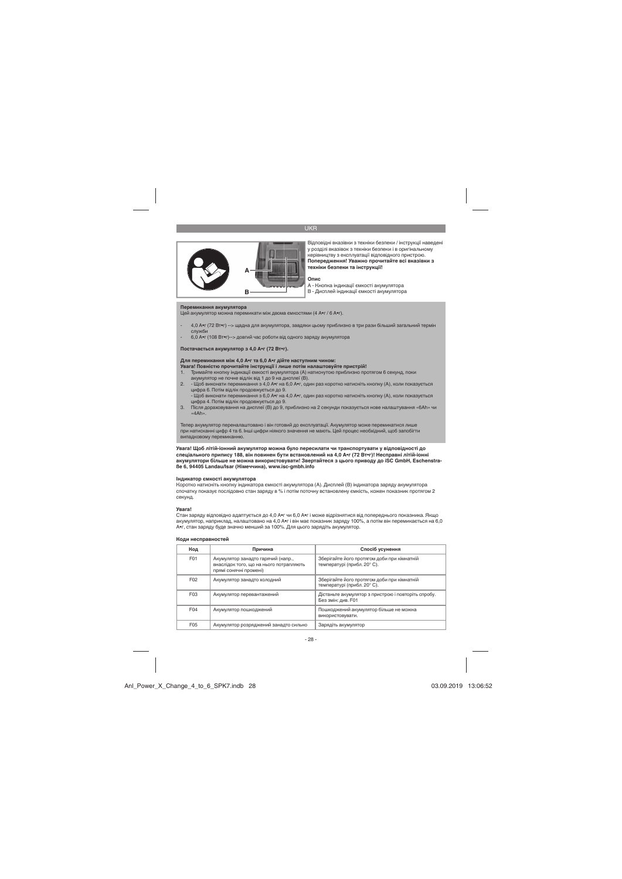Відповідні вказівки з техніки безпеки / інструкції наведені у розділі вказівок з техніки безпеки і в оригінальному керівництву з експлуатації відповідного пристрою. **Попередження! Уважно прочитайте всі вказівки з техніки безпеки та інструкції!**

**Опис**

A - Кнопка індикації ємності акумулятора
B - Дисплей індикації ємності акумулятора

**Перемикання акумулятора**

Цей акумулятор можна перемикати між двома ємностями (4 А•г / 6 А•г).

- 4,0 А•г (72 Вт•г) --> щадна для акумулятора, завдяки цьому приблизно в три рази більший загальний термін служби
- 6,0 А•г (108 Вт•г)--> довгий час роботи від одного заряду акумулятора

**Постачається акумулятор з 4,0 А•г (72 Вт•г).**

**Для перемикання між 4,0 А•г та 6,0 А•г дійте наступним чином:**
**Увага! Повністю прочитайте інструкції і лише потім налаштовуйте пристрій!**

1. Тримайте кнопку індикації ємності акумулятора (A) натиснутою приблизно протягом 6 секунд, поки акумулятор не почне відлік від 1 до 9 на дисплеї (B).
2. - Щоб виконати перемикання з 4,0 А•г на 6,0 А•г, один раз коротко натисніть кнопку (A), коли покажеться цифра 6. Потім відлік продовжується до 9.
   - Щоб виконати перемикання з 6,0 А•г на 4,0 А•г, один раз коротко натисніть кнопку (A), коли покажеться цифра 4. Потім відлік продовжується до 9.
3. Після дораховування на дисплеї (B) до 9, приблизно на 2 секунди покажеться нове налаштування «6Ah» чи «4Ah».

Тепер акумулятор переналаштовано і він готовий до експлуатації. Акумулятор може перемикатися лише при натисканні цифр 4 та 6. Інші цифри ніякого значення не мають. Цей процес необхідний, щоб запобігти випадковому перемиканню.

**Увага! Щоб літій-іонний акумулятор можна було пересилати чи транспортувати у відповідності до спеціального припису 188, він повинен бути встановлений на 4,0 А•г (72 Вт•г)! Несправні літій-іонні акумулятори більше не можна використовувати! Звертайтеся з цього приводу до iSC GmbH, Eschenstraße 6, 94405 Landau/Isar (Німеччина), www.isc-gmbh.info**

**Індикатор ємності акумулятора**

Коротко натисніть кнопку індикатора ємності акумулятора (A). Дисплей (B) індикатора заряду акумулятора спочатку показує послідовно стан заряду в % і потім поточну встановлену ємність, кожен показник протягом 2 секунд.

**Увага!**

Стан заряду відповідно адаптується до 4,0 А•г чи 6,0 А•г і може відрізнятися від попереднього показника. Якщо акумулятор, наприклад, налаштовано на 4,0 А•г і він має показник заряду 100%, а потім він перемикається на 6,0 А•г, стан заряду буде значно менший за 100%. Для цього зарядіть акумулятор.

**Коди несправностей**

| Код | Причина | Спосіб усунення |
|---|---|---|
| F01 | Акумулятор занадто гарячий (напр., внаслідок того, що на нього потрапляють прямі сонячні промені) | Зберігайте його протягом доби при кімнатній температурі (прибл. 20° C). |
| F02 | Акумулятор занадто холодний | Зберігайте його протягом доби при кімнатній температурі (прибл. 20° C). |
| F03 | Акумулятор перевантажений | Дістаньте акумулятор з пристрою і повторіть спробу. Без змін: див. F01 |
| F04 | Акумулятор пошкоджений | Пошкоджений акумулятор більше не можна використовувати. |
| F05 | Акумулятор розряджений занадто сильно | Зарядіть акумулятор |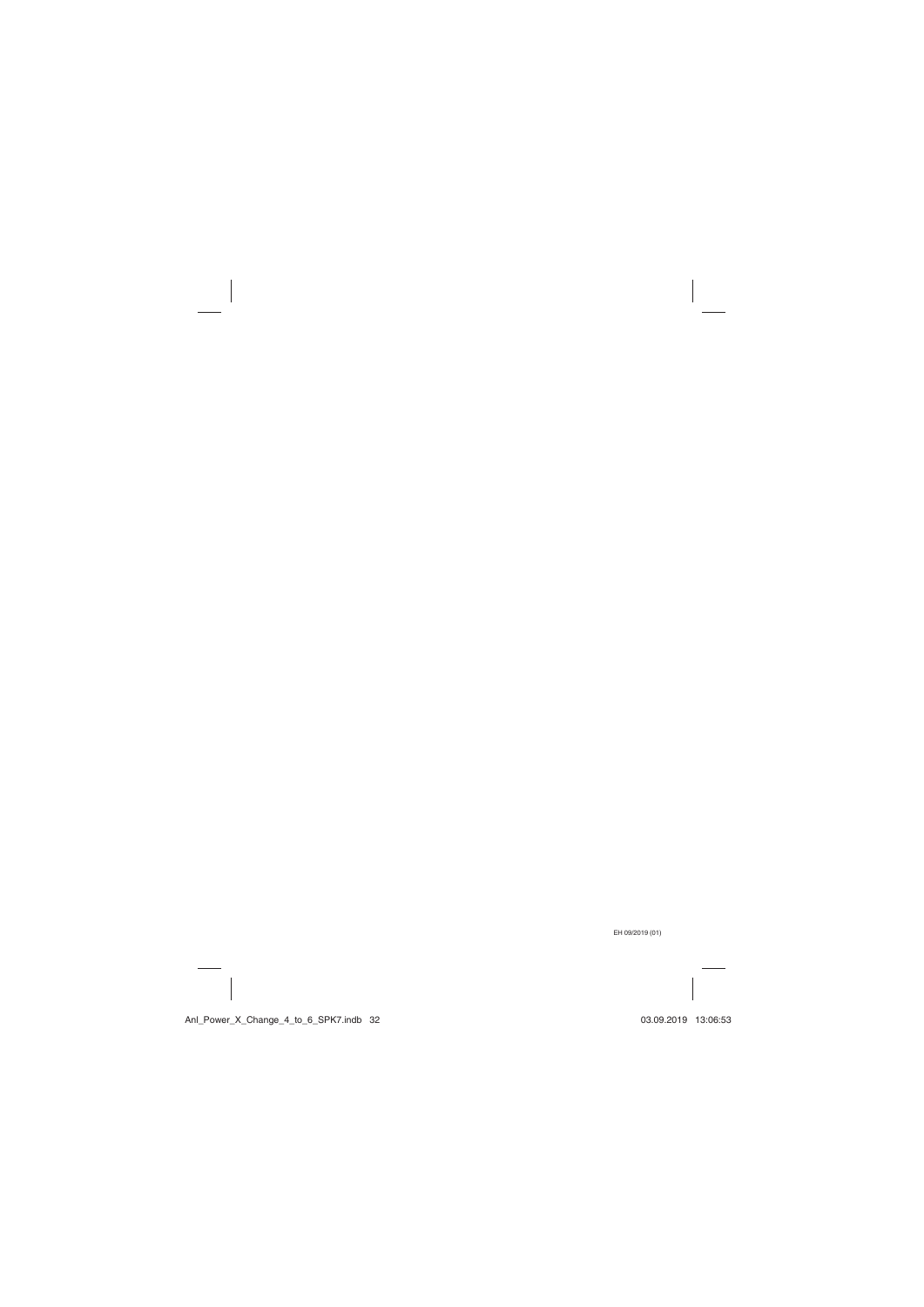EH 09/2019 (01)